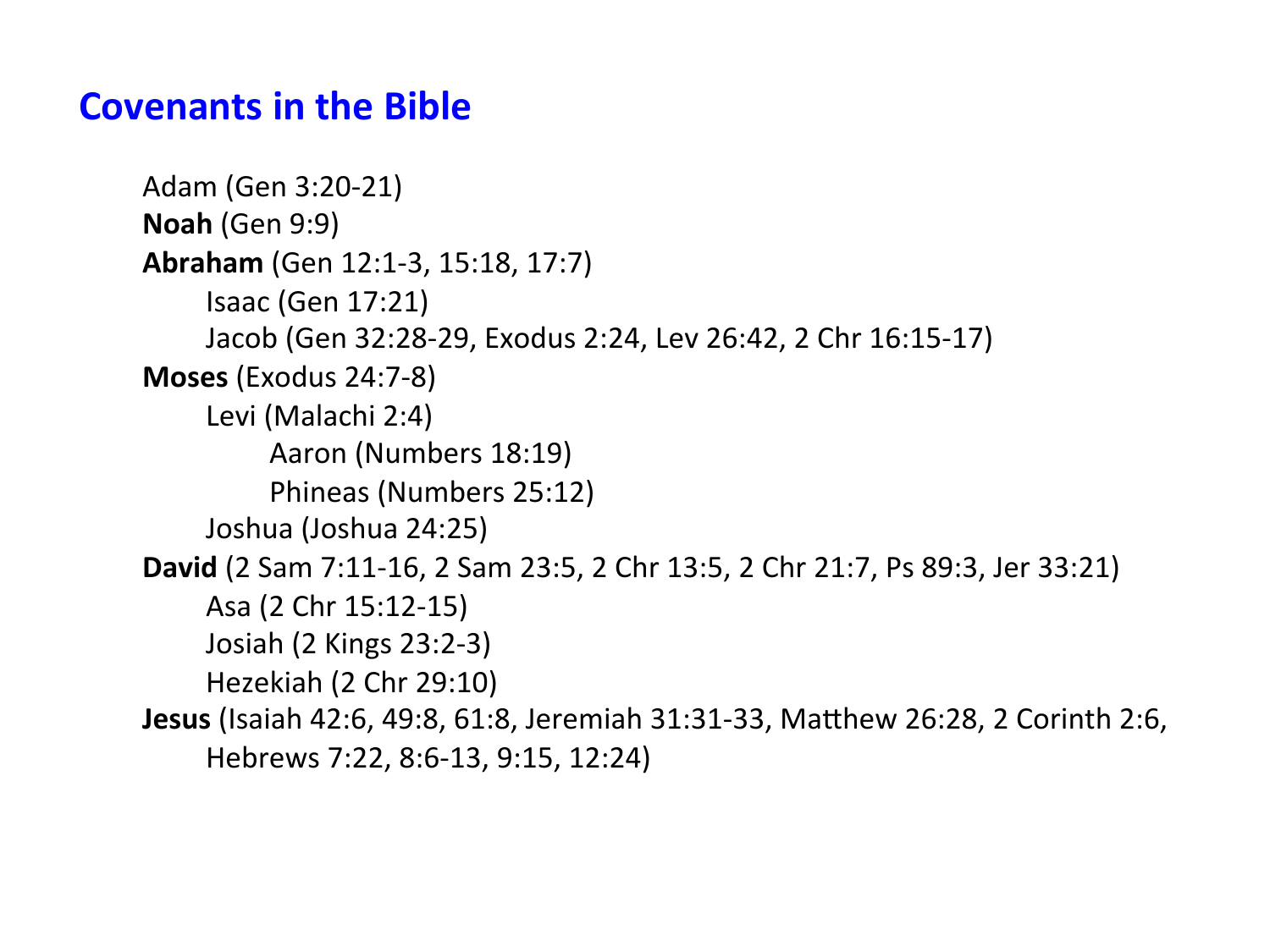# Covenants in the Bible

- Adam (Gen 3:20-21)
- **Noah** (Gen 9:9)
- **Abraham** (Gen 12:1-3, 15:18, 17:7)
    - Isaac (Gen 17:21)
    - Jacob (Gen 32:28-29, Exodus 2:24, Lev 26:42, 2 Chr 16:15-17)
- **Moses** (Exodus 24:7-8)
    - Levi (Malachi 2:4)
        - Aaron (Numbers 18:19)
        - Phineas (Numbers 25:12)
    - Joshua (Joshua 24:25)
- **David** (2 Sam 7:11-16, 2 Sam 23:5, 2 Chr 13:5, 2 Chr 21:7, Ps 89:3, Jer 33:21)
    - Asa (2 Chr 15:12-15)
    - Josiah (2 Kings 23:2-3)
    - Hezekiah (2 Chr 29:10)
- **Jesus** (Isaiah 42:6, 49:8, 61:8, Jeremiah 31:31-33, Matthew 26:28, 2 Corinth 2:6, Hebrews 7:22, 8:6-13, 9:15, 12:24)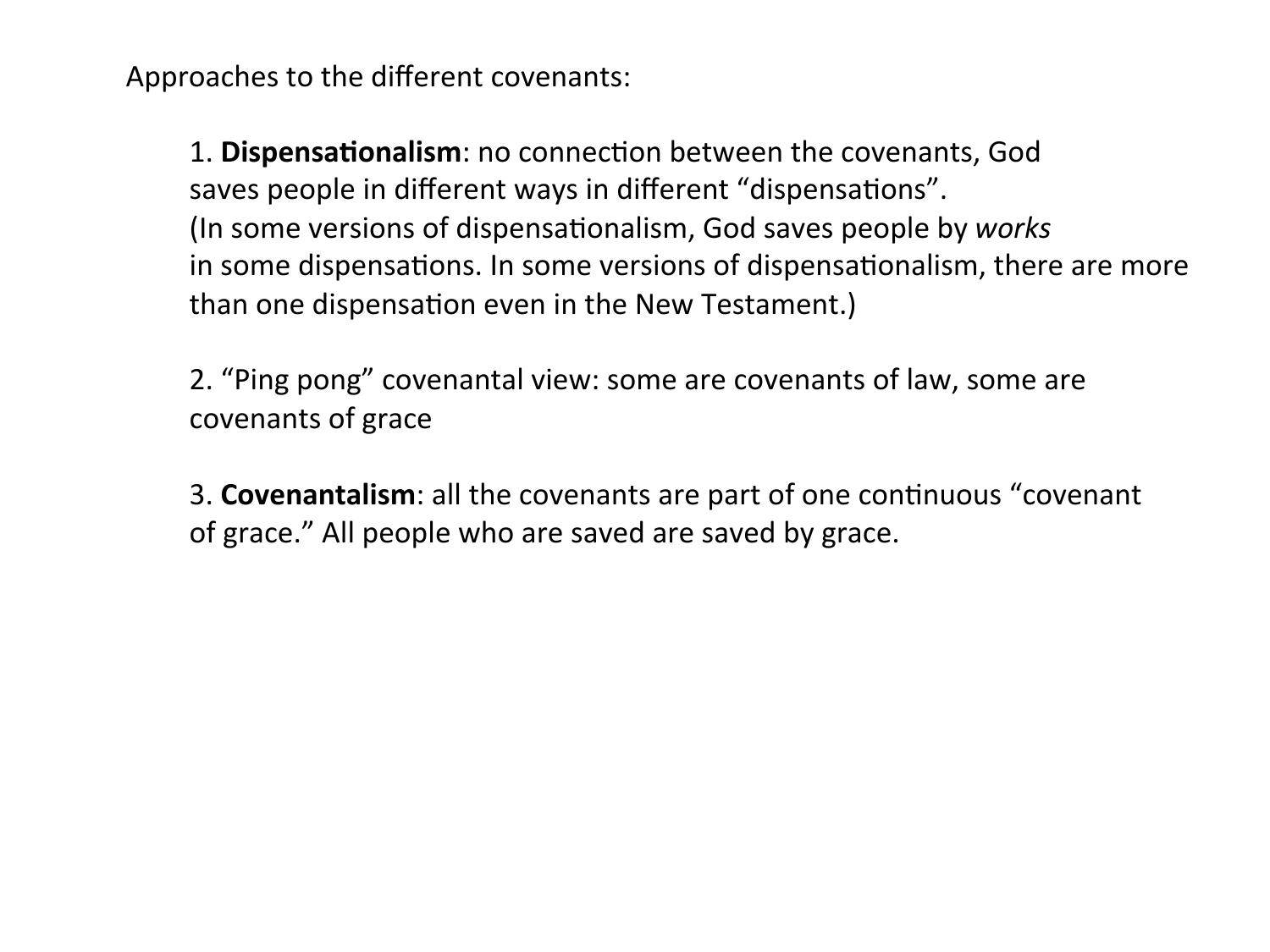Approaches to the different covenants:

1. **Dispensationalism**: no connection between the covenants, God saves people in different ways in different "dispensations". (In some versions of dispensationalism, God saves people by *works* in some dispensations. In some versions of dispensationalism, there are more than one dispensation even in the New Testament.)

2. "Ping pong" covenantal view: some are covenants of law, some are covenants of grace

3. **Covenantalism**: all the covenants are part of one continuous "covenant of grace." All people who are saved are saved by grace.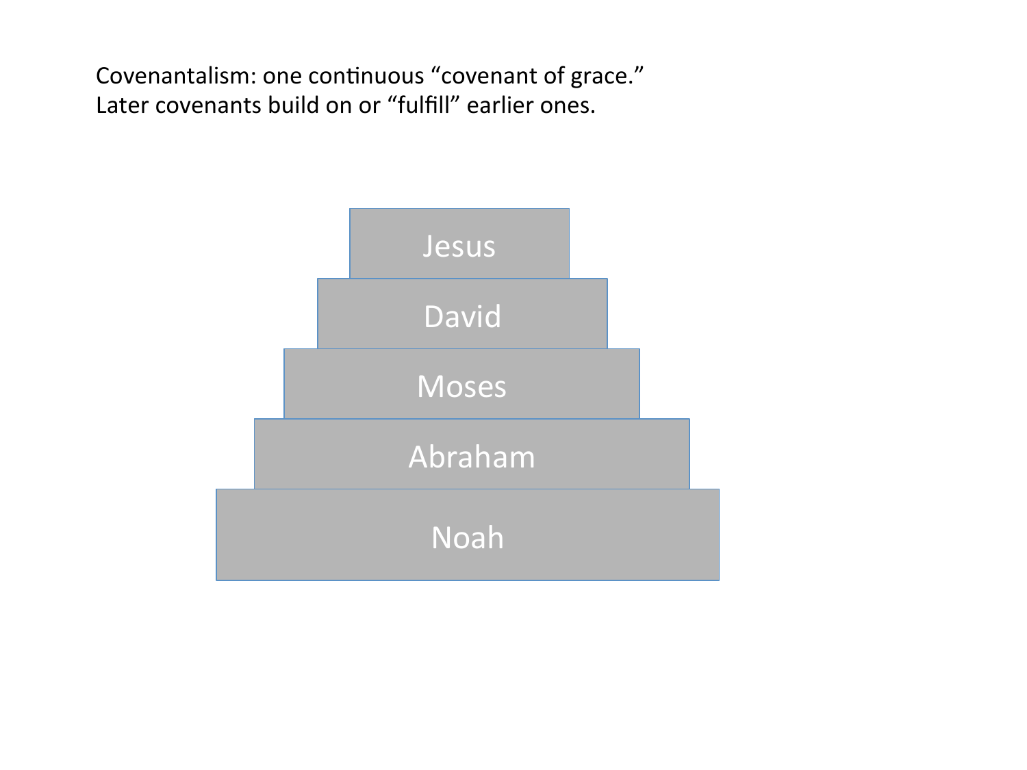Covenantalism: one continuous "covenant of grace."
Later covenants build on or "fulfill" earlier ones.

Jesus

David

Moses

Abraham

Noah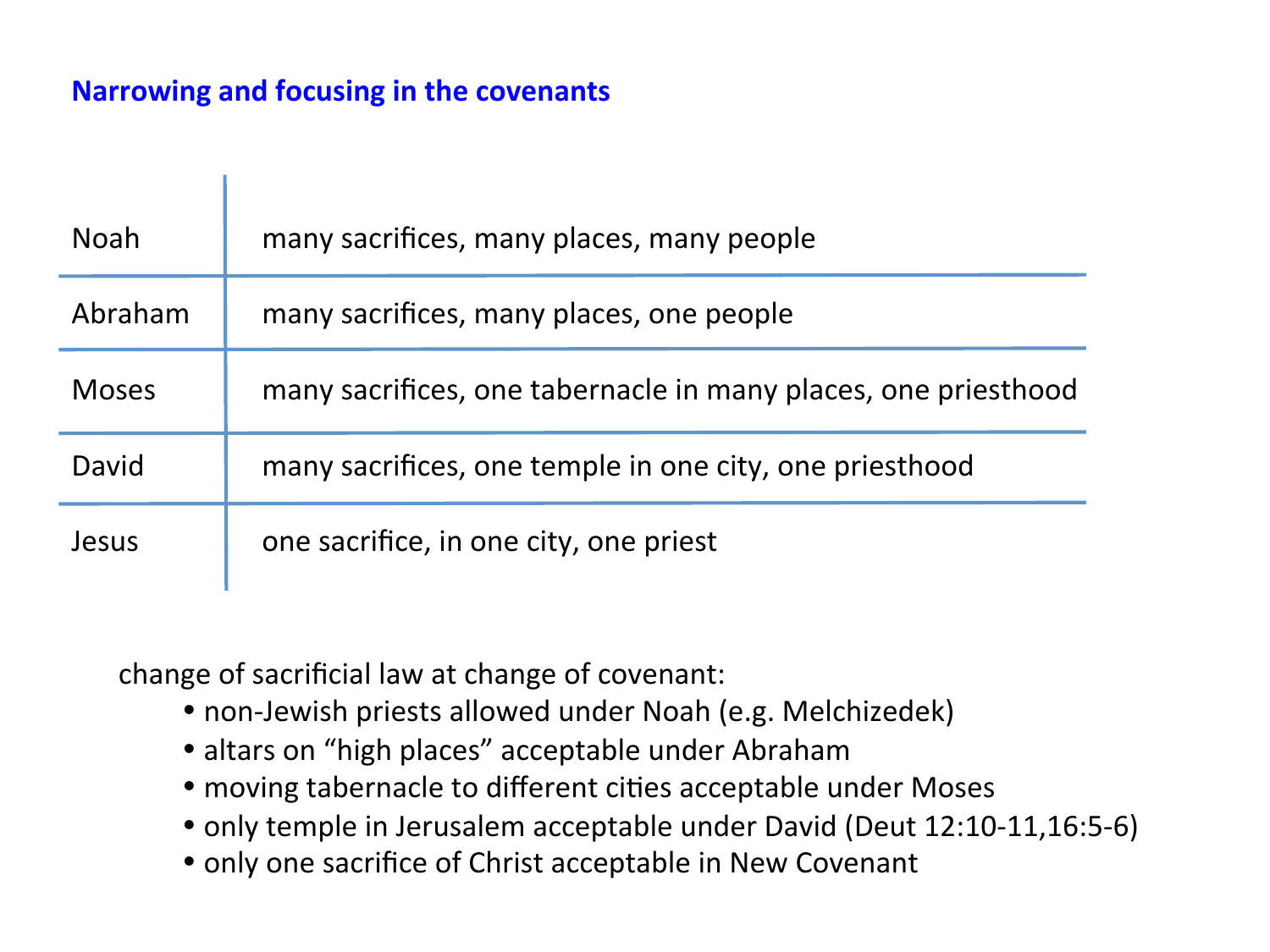## Narrowing and focusing in the covenants

| | |
|---|---|
| Noah | many sacrifices, many places, many people |
| Abraham | many sacrifices, many places, one people |
| Moses | many sacrifices, one tabernacle in many places, one priesthood |
| David | many sacrifices, one temple in one city, one priesthood |
| Jesus | one sacrifice, in one city, one priest |

change of sacrificial law at change of covenant:

- non-Jewish priests allowed under Noah (e.g. Melchizedek)
- altars on "high places" acceptable under Abraham
- moving tabernacle to different cities acceptable under Moses
- only temple in Jerusalem acceptable under David (Deut 12:10-11,16:5-6)
- only one sacrifice of Christ acceptable in New Covenant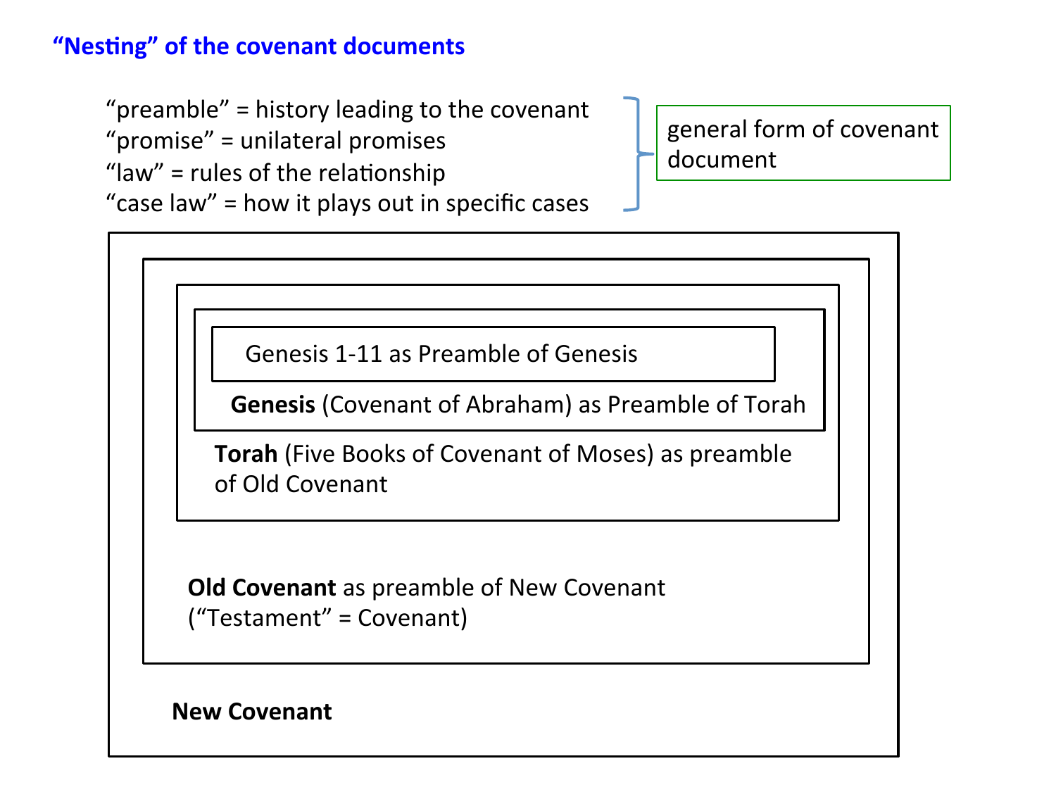## "Nesting" of the covenant documents

"preamble" = history leading to the covenant
"promise" = unilateral promises
"law" = rules of the relationship
"case law" = how it plays out in specific cases

general form of covenant document

Genesis 1-11 as Preamble of Genesis

**Genesis** (Covenant of Abraham) as Preamble of Torah

**Torah** (Five Books of Covenant of Moses) as preamble of Old Covenant

**Old Covenant** as preamble of New Covenant ("Testament" = Covenant)

**New Covenant**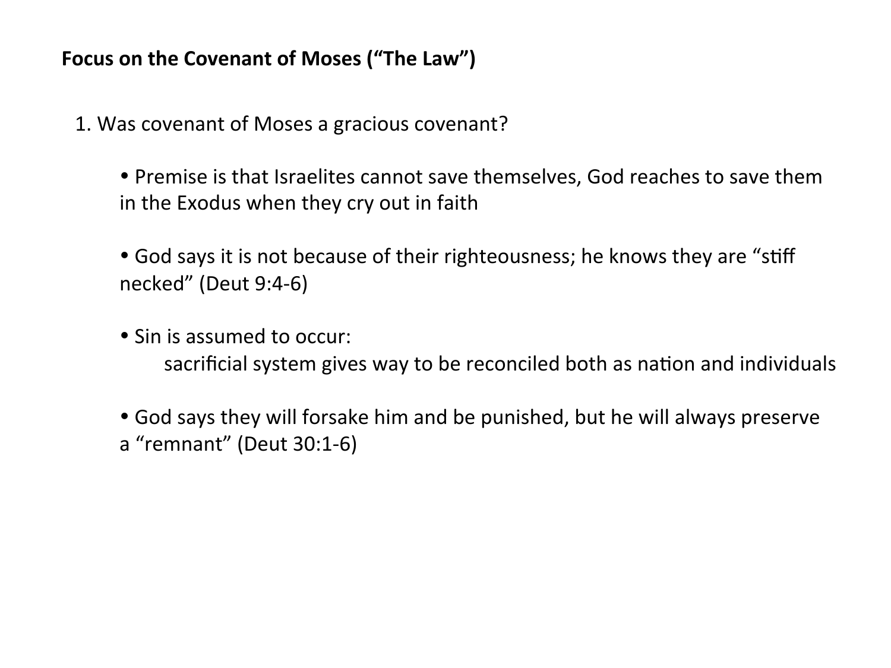**Focus on the Covenant of Moses ("The Law")**

1. Was covenant of Moses a gracious covenant?

    - Premise is that Israelites cannot save themselves, God reaches to save them in the Exodus when they cry out in faith

    - God says it is not because of their righteousness; he knows they are "stiff necked" (Deut 9:4-6)

    - Sin is assumed to occur:
      sacrificial system gives way to be reconciled both as nation and individuals

    - God says they will forsake him and be punished, but he will always preserve a "remnant" (Deut 30:1-6)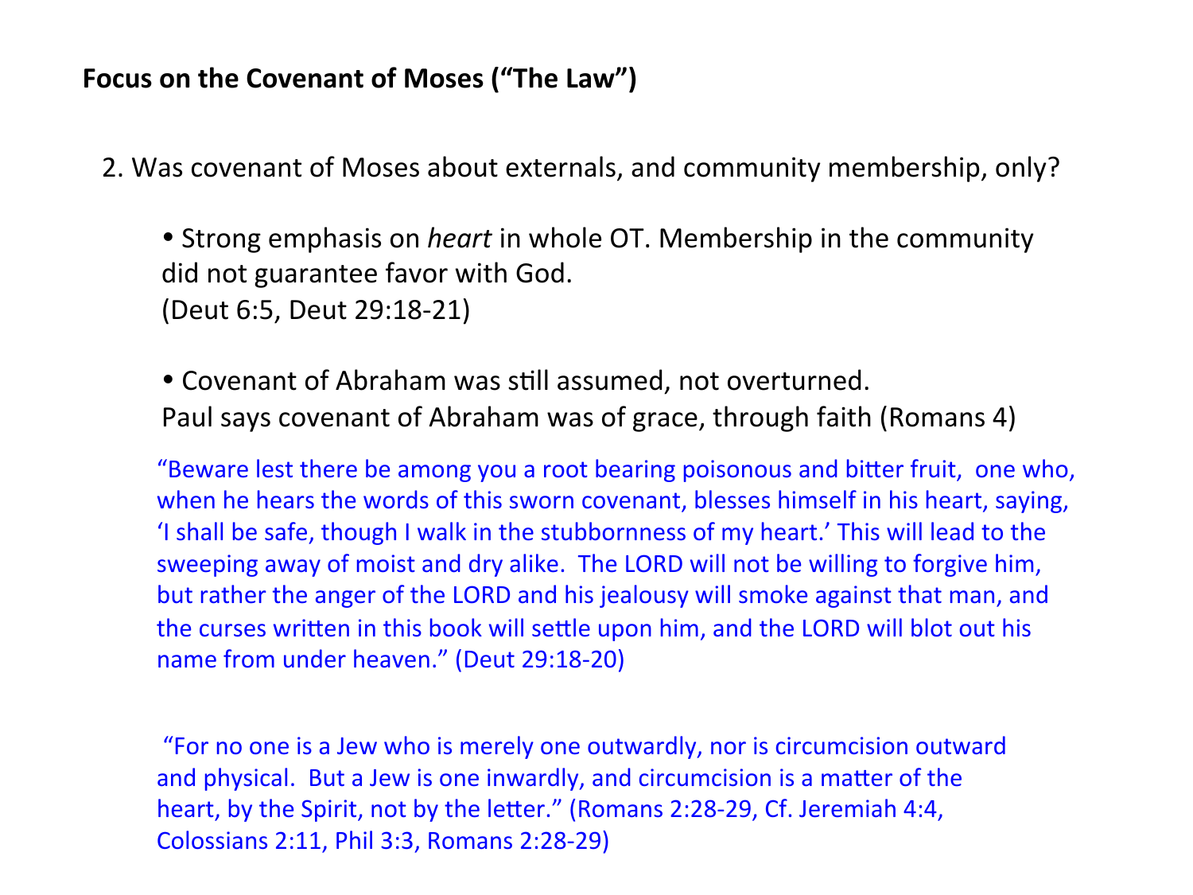**Focus on the Covenant of Moses ("The Law")**

2. Was covenant of Moses about externals, and community membership, only?

- Strong emphasis on *heart* in whole OT. Membership in the community did not guarantee favor with God. (Deut 6:5, Deut 29:18-21)

- Covenant of Abraham was still assumed, not overturned. Paul says covenant of Abraham was of grace, through faith (Romans 4)

"Beware lest there be among you a root bearing poisonous and bitter fruit, one who, when he hears the words of this sworn covenant, blesses himself in his heart, saying, 'I shall be safe, though I walk in the stubbornness of my heart.' This will lead to the sweeping away of moist and dry alike. The LORD will not be willing to forgive him, but rather the anger of the LORD and his jealousy will smoke against that man, and the curses written in this book will settle upon him, and the LORD will blot out his name from under heaven." (Deut 29:18-20)

"For no one is a Jew who is merely one outwardly, nor is circumcision outward and physical. But a Jew is one inwardly, and circumcision is a matter of the heart, by the Spirit, not by the letter." (Romans 2:28-29, Cf. Jeremiah 4:4, Colossians 2:11, Phil 3:3, Romans 2:28-29)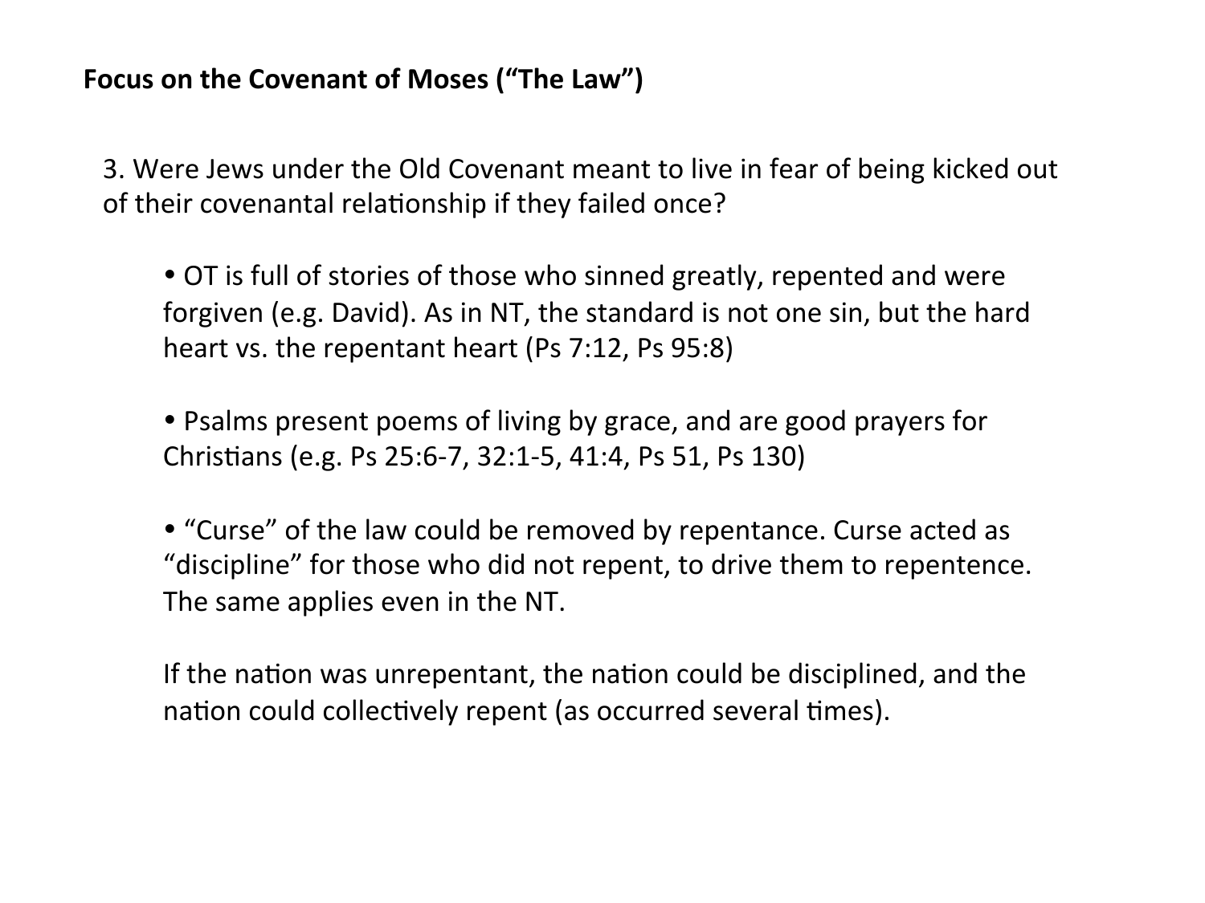**Focus on the Covenant of Moses ("The Law")**

3. Were Jews under the Old Covenant meant to live in fear of being kicked out of their covenantal relationship if they failed once?

- OT is full of stories of those who sinned greatly, repented and were forgiven (e.g. David). As in NT, the standard is not one sin, but the hard heart vs. the repentant heart (Ps 7:12, Ps 95:8)

- Psalms present poems of living by grace, and are good prayers for Christians (e.g. Ps 25:6-7, 32:1-5, 41:4, Ps 51, Ps 130)

- "Curse" of the law could be removed by repentance. Curse acted as "discipline" for those who did not repent, to drive them to repentence. The same applies even in the NT.

If the nation was unrepentant, the nation could be disciplined, and the nation could collectively repent (as occurred several times).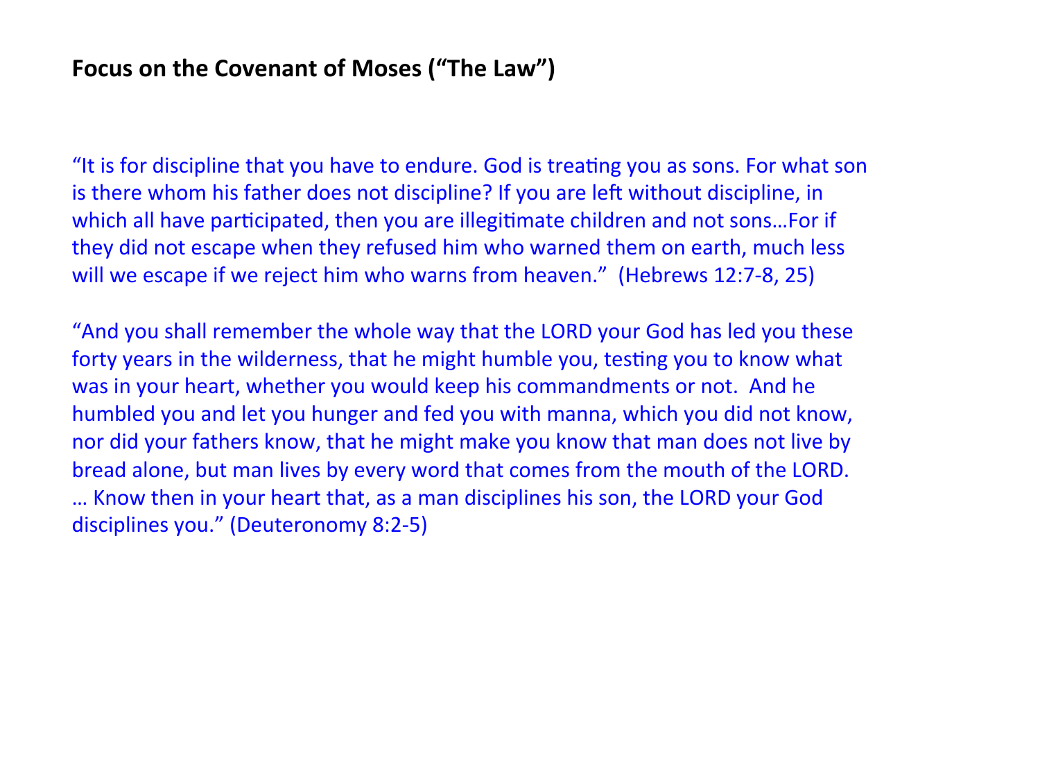**Focus on the Covenant of Moses ("The Law")**

"It is for discipline that you have to endure. God is treating you as sons. For what son is there whom his father does not discipline? If you are left without discipline, in which all have participated, then you are illegitimate children and not sons…For if they did not escape when they refused him who warned them on earth, much less will we escape if we reject him who warns from heaven." (Hebrews 12:7-8, 25)

"And you shall remember the whole way that the LORD your God has led you these forty years in the wilderness, that he might humble you, testing you to know what was in your heart, whether you would keep his commandments or not. And he humbled you and let you hunger and fed you with manna, which you did not know, nor did your fathers know, that he might make you know that man does not live by bread alone, but man lives by every word that comes from the mouth of the LORD. … Know then in your heart that, as a man disciplines his son, the LORD your God disciplines you." (Deuteronomy 8:2-5)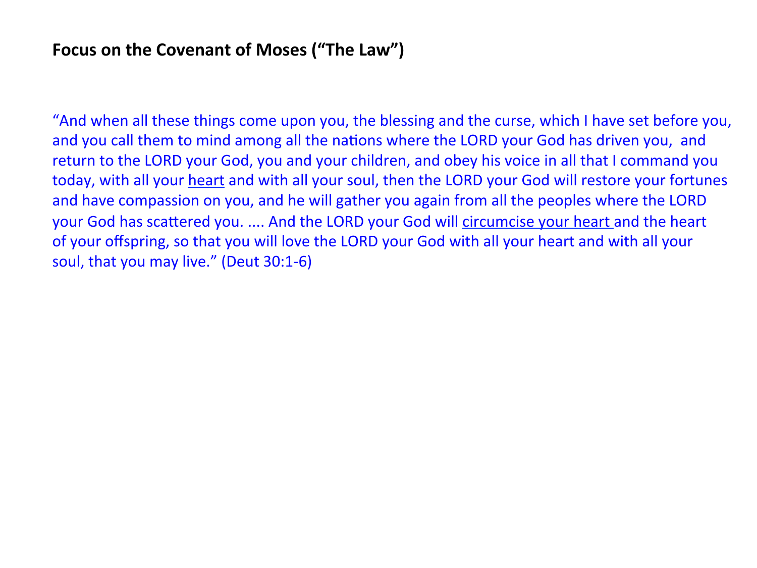**Focus on the Covenant of Moses ("The Law")**

"And when all these things come upon you, the blessing and the curse, which I have set before you, and you call them to mind among all the nations where the LORD your God has driven you, and return to the LORD your God, you and your children, and obey his voice in all that I command you today, with all your <u>heart</u> and with all your soul, then the LORD your God will restore your fortunes and have compassion on you, and he will gather you again from all the peoples where the LORD your God has scattered you. .... And the LORD your God will <u>circumcise your heart</u> and the heart of your offspring, so that you will love the LORD your God with all your heart and with all your soul, that you may live." (Deut 30:1-6)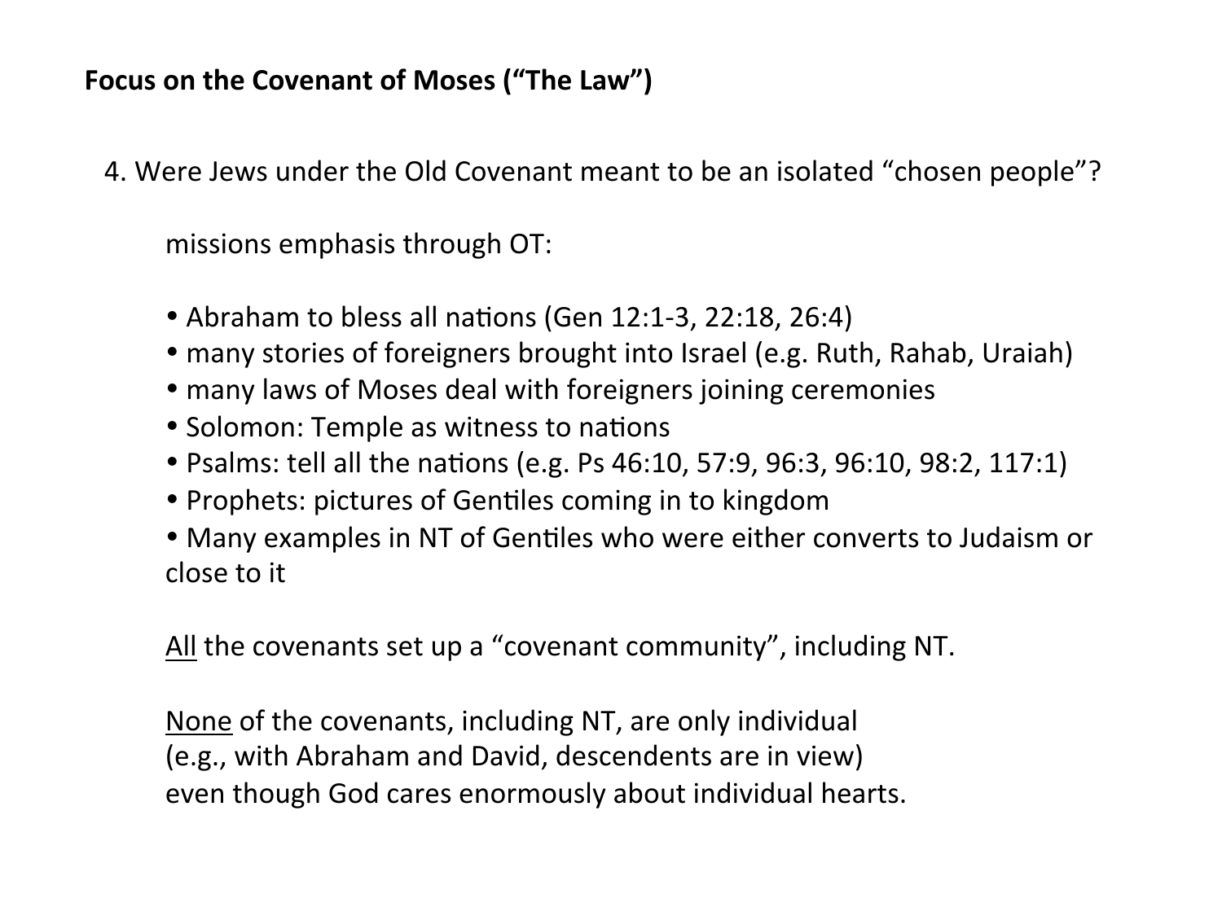**Focus on the Covenant of Moses ("The Law")**

4. Were Jews under the Old Covenant meant to be an isolated "chosen people"?

missions emphasis through OT:

- Abraham to bless all nations (Gen 12:1-3, 22:18, 26:4)
- many stories of foreigners brought into Israel (e.g. Ruth, Rahab, Uraiah)
- many laws of Moses deal with foreigners joining ceremonies
- Solomon: Temple as witness to nations
- Psalms: tell all the nations (e.g. Ps 46:10, 57:9, 96:3, 96:10, 98:2, 117:1)
- Prophets: pictures of Gentiles coming in to kingdom
- Many examples in NT of Gentiles who were either converts to Judaism or close to it

<u>All</u> the covenants set up a "covenant community", including NT.

<u>None</u> of the covenants, including NT, are only individual
(e.g., with Abraham and David, descendents are in view)
even though God cares enormously about individual hearts.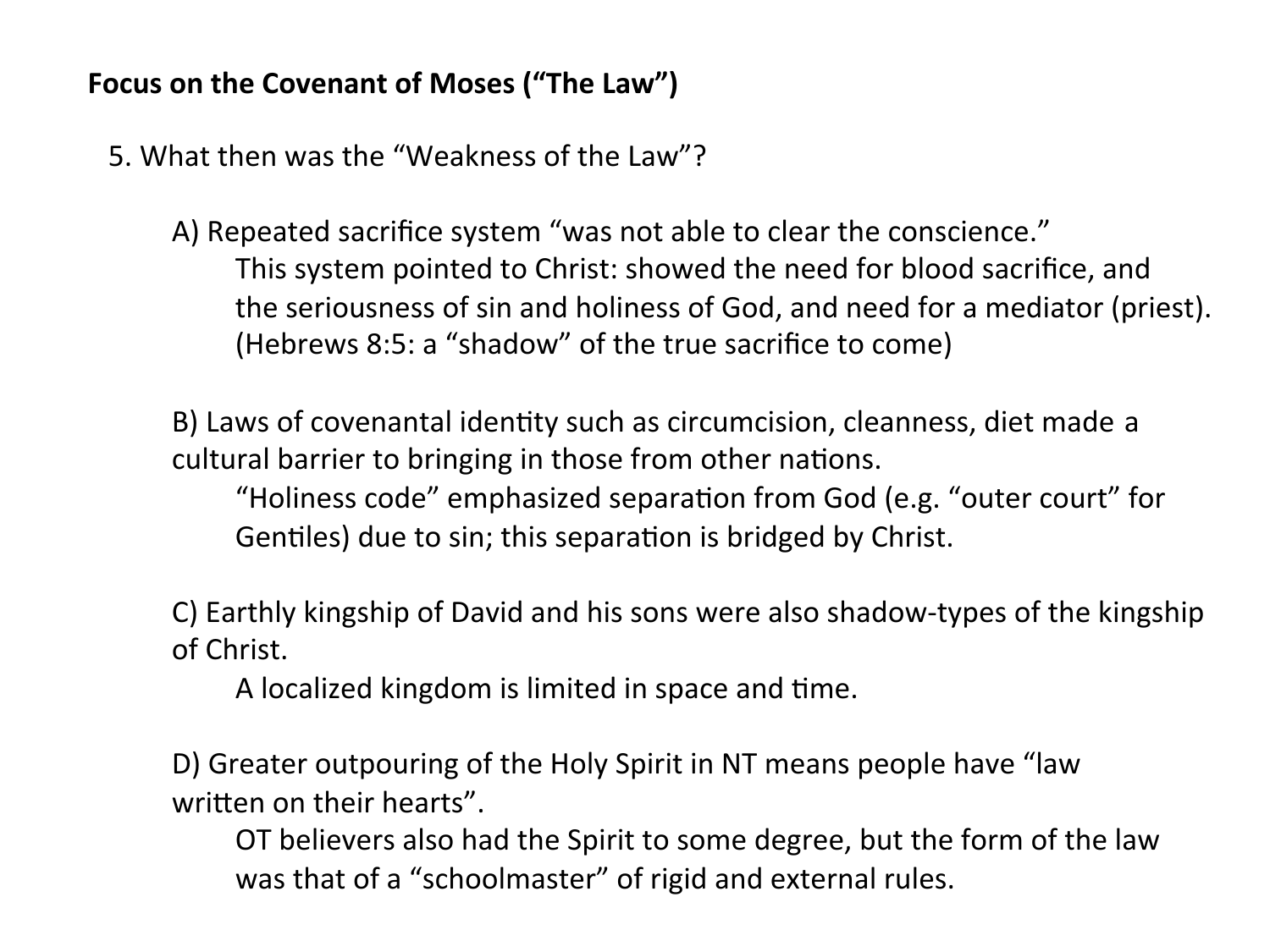**Focus on the Covenant of Moses ("The Law")**

5. What then was the "Weakness of the Law"?

A) Repeated sacrifice system "was not able to clear the conscience."

This system pointed to Christ: showed the need for blood sacrifice, and the seriousness of sin and holiness of God, and need for a mediator (priest). (Hebrews 8:5: a "shadow" of the true sacrifice to come)

B) Laws of covenantal identity such as circumcision, cleanness, diet made a cultural barrier to bringing in those from other nations.

"Holiness code" emphasized separation from God (e.g. "outer court" for Gentiles) due to sin; this separation is bridged by Christ.

C) Earthly kingship of David and his sons were also shadow-types of the kingship of Christ.

A localized kingdom is limited in space and time.

D) Greater outpouring of the Holy Spirit in NT means people have "law written on their hearts".

OT believers also had the Spirit to some degree, but the form of the law was that of a "schoolmaster" of rigid and external rules.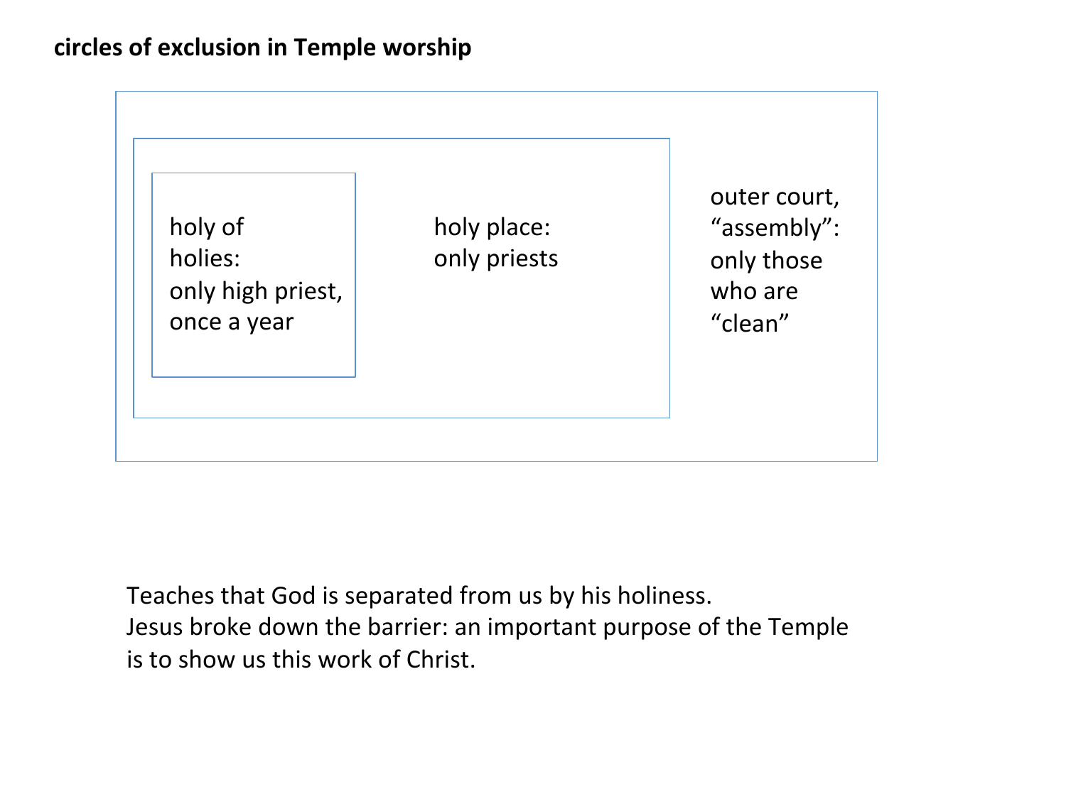**circles of exclusion in Temple worship**

holy of holies: only high priest, once a year

holy place: only priests

outer court, “assembly”: only those who are “clean”

Teaches that God is separated from us by his holiness.
Jesus broke down the barrier: an important purpose of the Temple is to show us this work of Christ.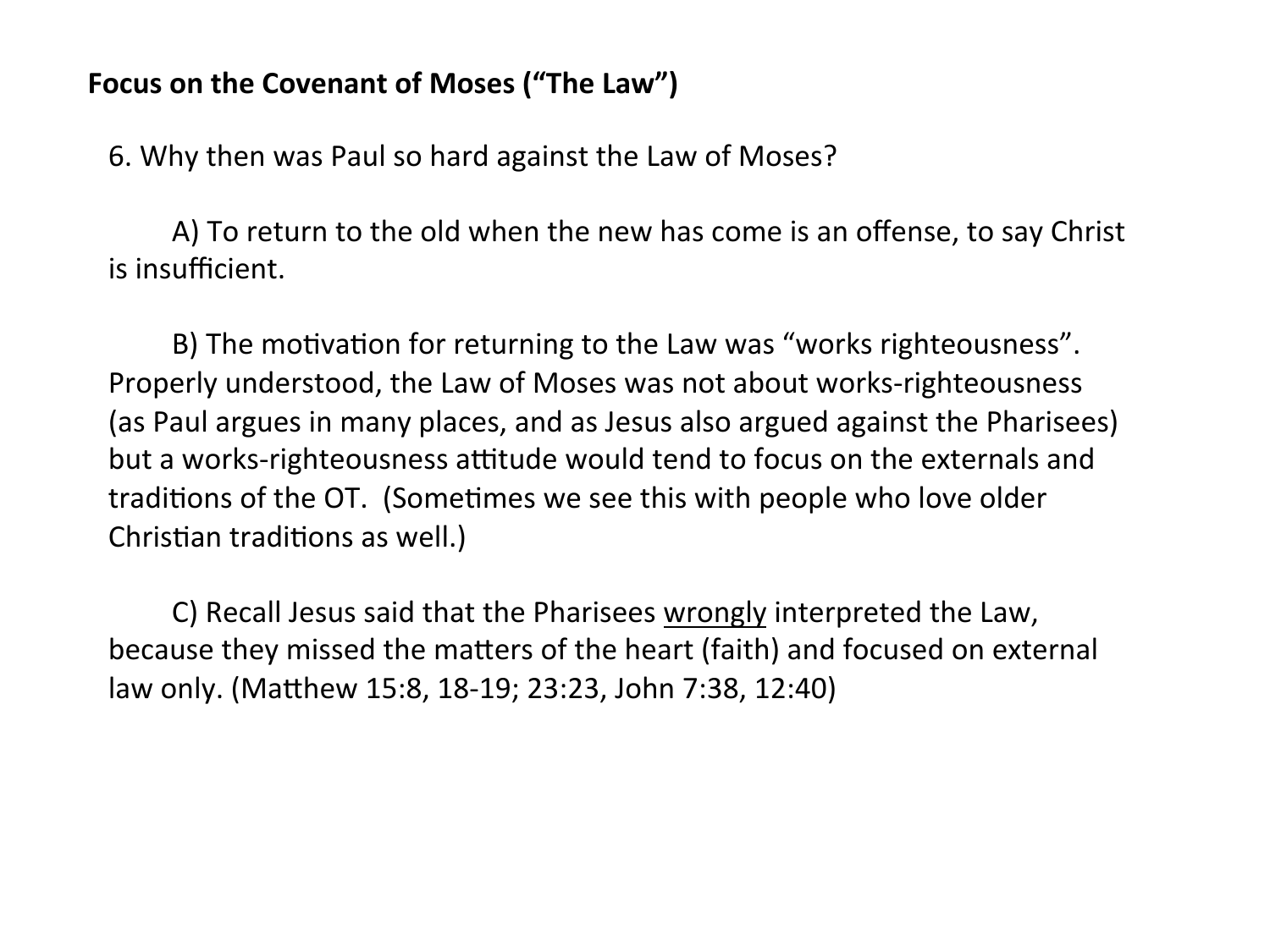**Focus on the Covenant of Moses ("The Law")**

6. Why then was Paul so hard against the Law of Moses?

A) To return to the old when the new has come is an offense, to say Christ is insufficient.

B) The motivation for returning to the Law was "works righteousness". Properly understood, the Law of Moses was not about works-righteousness (as Paul argues in many places, and as Jesus also argued against the Pharisees) but a works-righteousness attitude would tend to focus on the externals and traditions of the OT. (Sometimes we see this with people who love older Christian traditions as well.)

C) Recall Jesus said that the Pharisees <u>wrongly</u> interpreted the Law, because they missed the matters of the heart (faith) and focused on external law only. (Matthew 15:8, 18-19; 23:23, John 7:38, 12:40)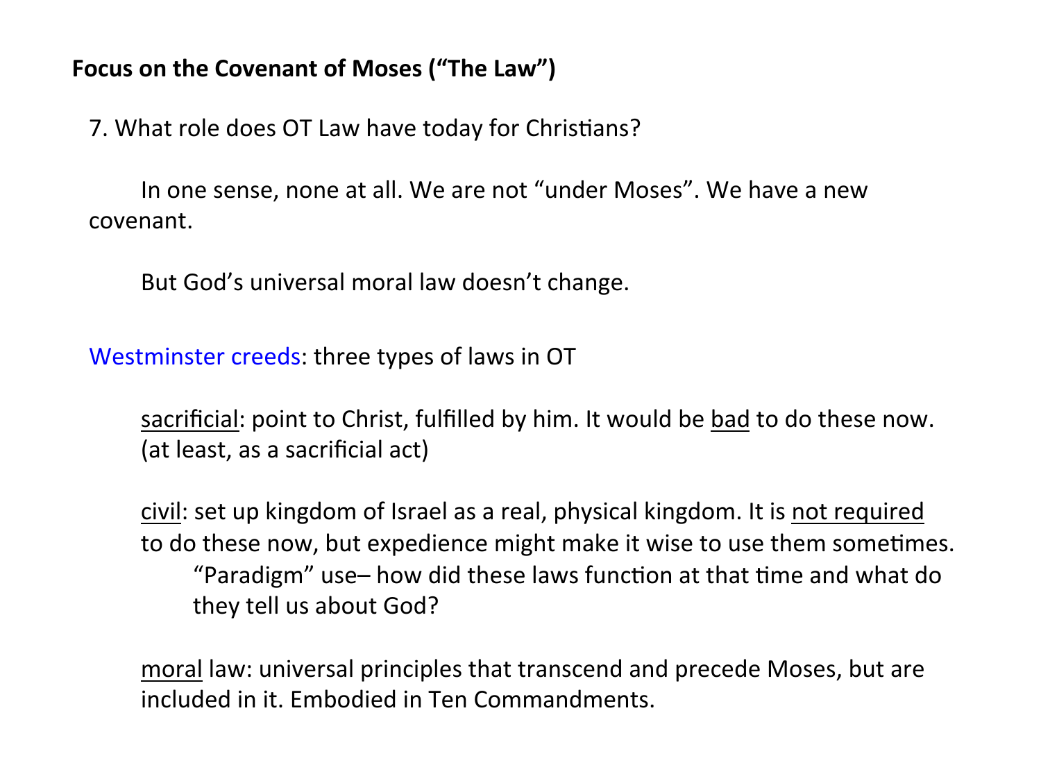**Focus on the Covenant of Moses ("The Law")**

7. What role does OT Law have today for Christians?

In one sense, none at all. We are not "under Moses". We have a new covenant.

But God's universal moral law doesn't change.

Westminster creeds: three types of laws in OT

sacrificial: point to Christ, fulfilled by him. It would be bad to do these now. (at least, as a sacrificial act)

civil: set up kingdom of Israel as a real, physical kingdom. It is not required to do these now, but expedience might make it wise to use them sometimes.

- "Paradigm" use– how did these laws function at that time and what do they tell us about God?

moral law: universal principles that transcend and precede Moses, but are included in it. Embodied in Ten Commandments.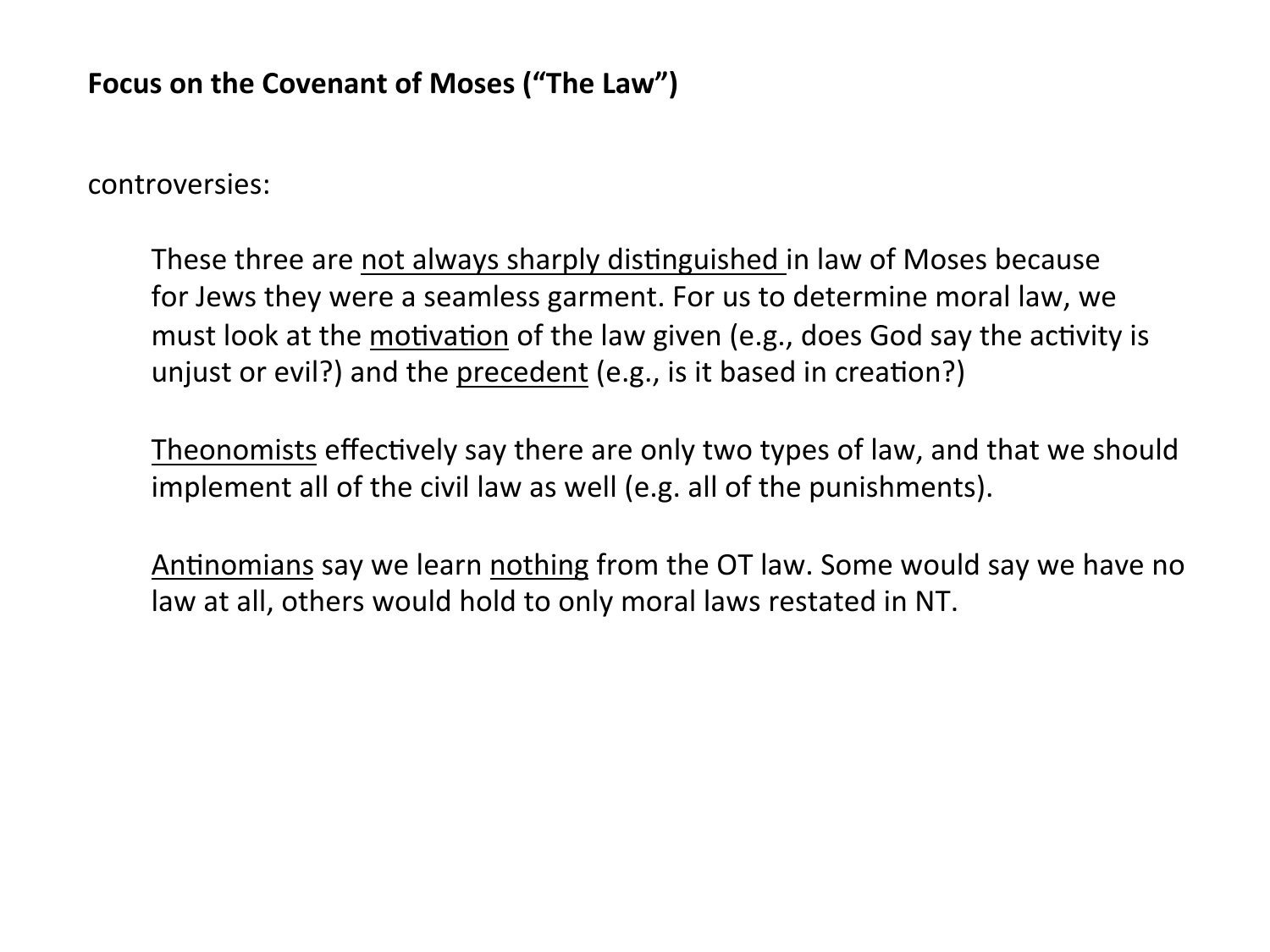**Focus on the Covenant of Moses ("The Law")**

controversies:

These three are <u>not always sharply distinguished</u> in law of Moses because for Jews they were a seamless garment. For us to determine moral law, we must look at the <u>motivation</u> of the law given (e.g., does God say the activity is unjust or evil?) and the <u>precedent</u> (e.g., is it based in creation?)

<u>Theonomists</u> effectively say there are only two types of law, and that we should implement all of the civil law as well (e.g. all of the punishments).

<u>Antinomians</u> say we learn <u>nothing</u> from the OT law. Some would say we have no law at all, others would hold to only moral laws restated in NT.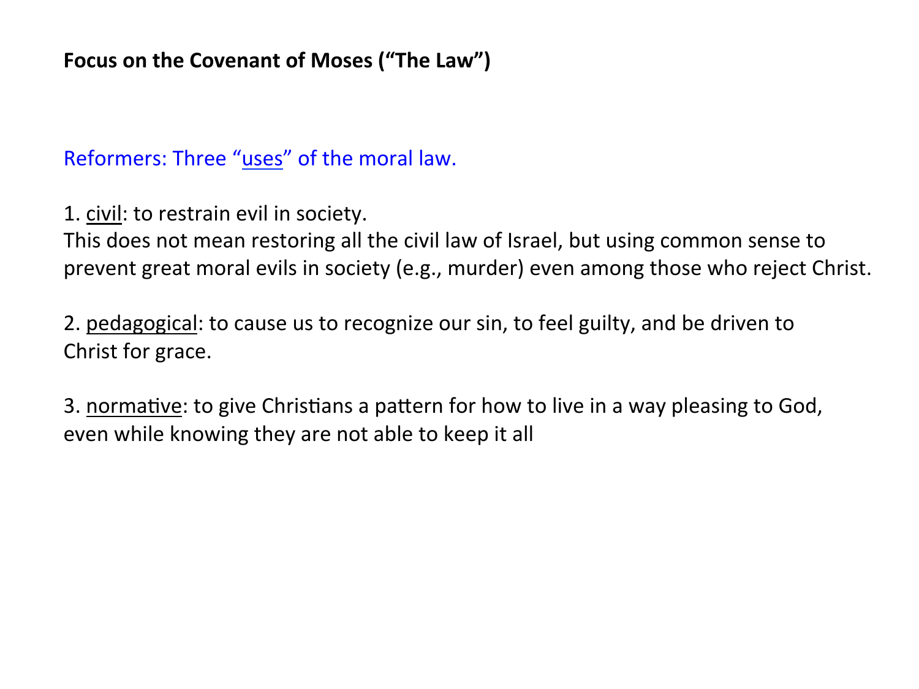**Focus on the Covenant of Moses ("The Law")**

Reformers: Three "uses" of the moral law.

1. civil: to restrain evil in society.
This does not mean restoring all the civil law of Israel, but using common sense to prevent great moral evils in society (e.g., murder) even among those who reject Christ.

2. pedagogical: to cause us to recognize our sin, to feel guilty, and be driven to Christ for grace.

3. normative: to give Christians a pattern for how to live in a way pleasing to God, even while knowing they are not able to keep it all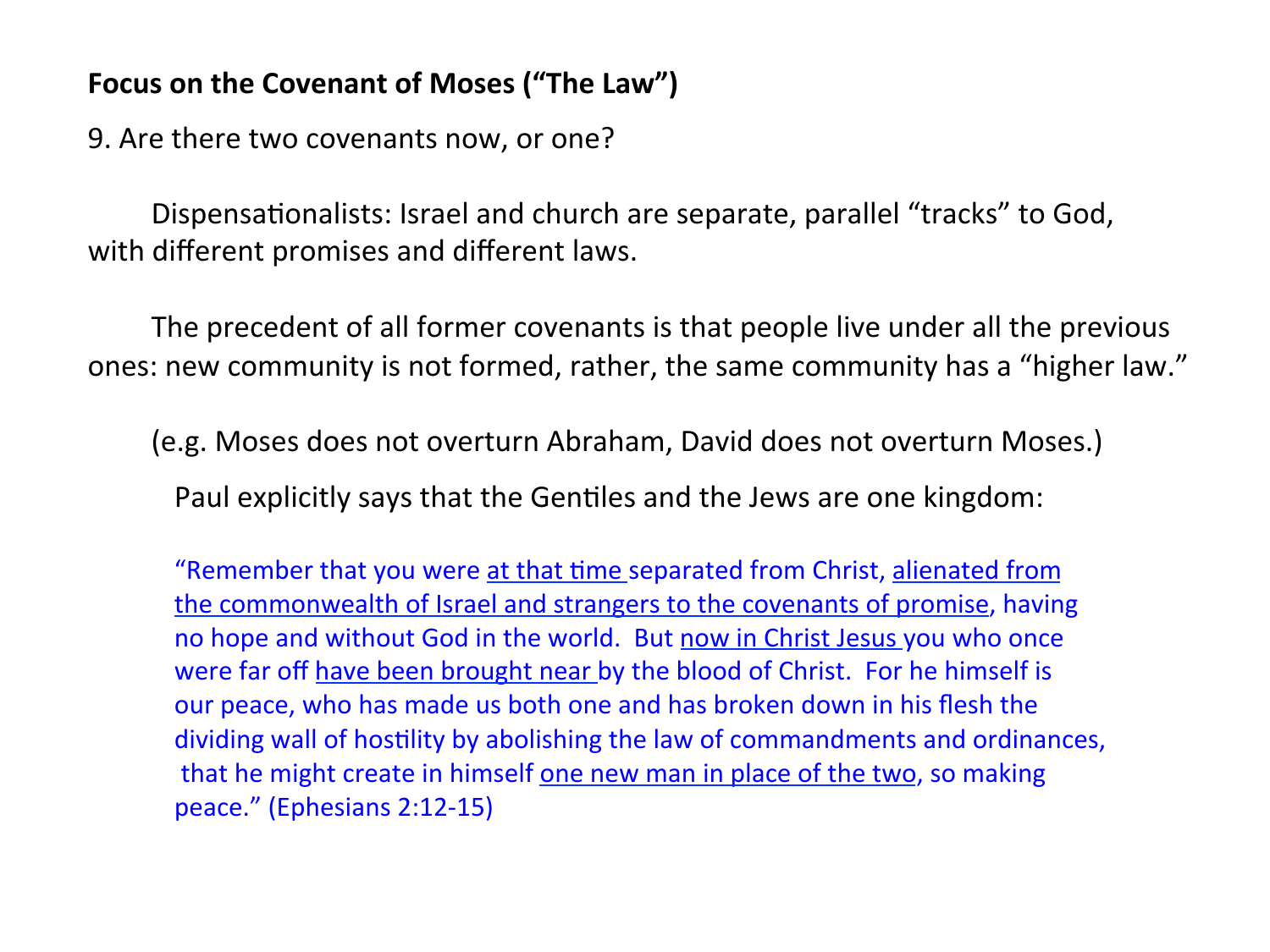**Focus on the Covenant of Moses ("The Law")**

9. Are there two covenants now, or one?

Dispensationalists: Israel and church are separate, parallel "tracks" to God, with different promises and different laws.

The precedent of all former covenants is that people live under all the previous ones: new community is not formed, rather, the same community has a "higher law."

(e.g. Moses does not overturn Abraham, David does not overturn Moses.)

Paul explicitly says that the Gentiles and the Jews are one kingdom:

> "Remember that you were <u>at that time</u> separated from Christ, <u>alienated from the commonwealth of Israel and strangers to the covenants of promise</u>, having no hope and without God in the world. But <u>now in Christ Jesus</u> you who once were far off <u>have been brought near</u> by the blood of Christ. For he himself is our peace, who has made us both one and has broken down in his flesh the dividing wall of hostility by abolishing the law of commandments and ordinances, that he might create in himself <u>one new man in place of the two</u>, so making peace." (Ephesians 2:12-15)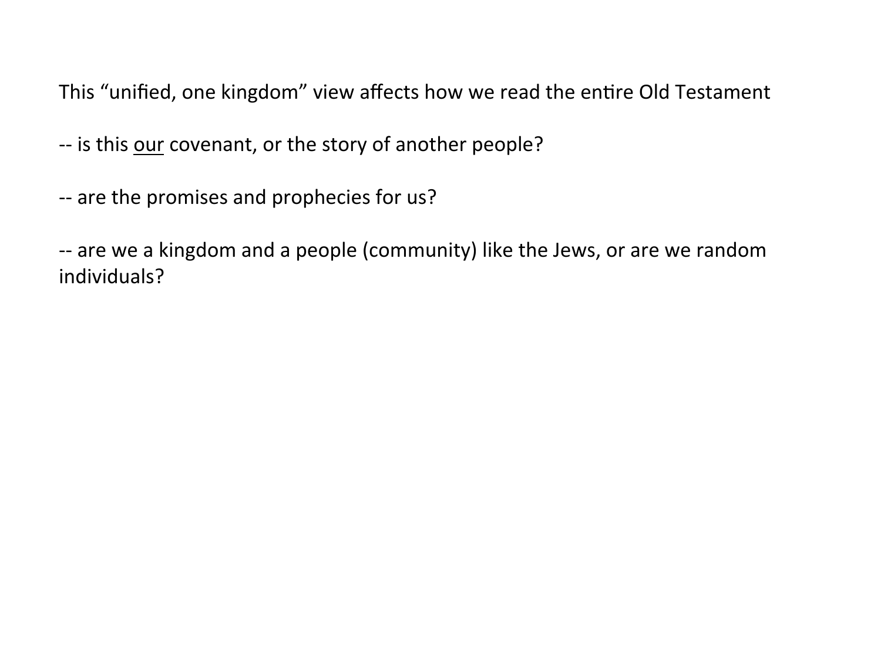This "unified, one kingdom" view affects how we read the entire Old Testament

-- is this <u>our</u> covenant, or the story of another people?

-- are the promises and prophecies for us?

-- are we a kingdom and a people (community) like the Jews, or are we random individuals?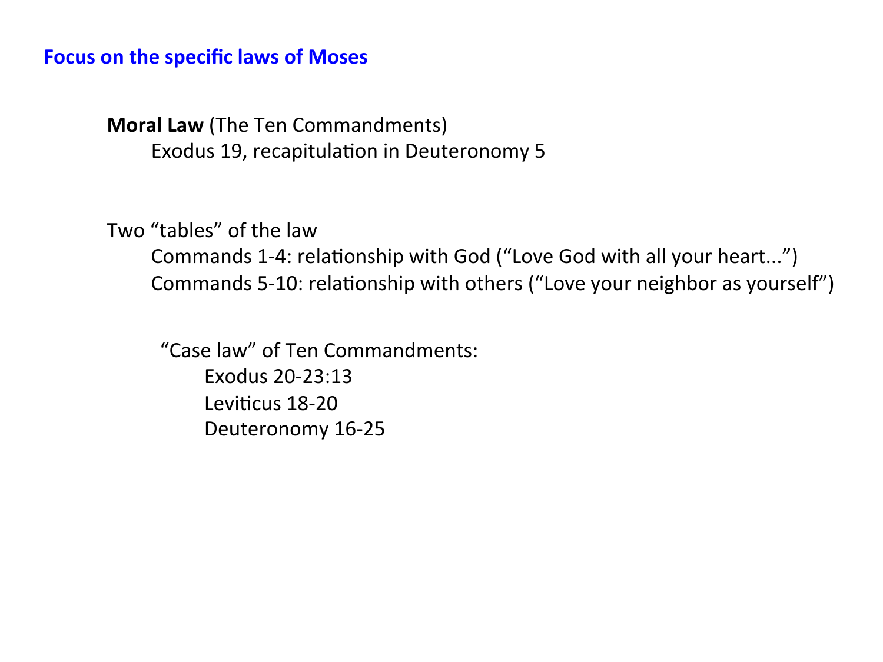## Focus on the specific laws of Moses

**Moral Law** (The Ten Commandments)
- Exodus 19, recapitulation in Deuteronomy 5

Two "tables" of the law
- Commands 1-4: relationship with God ("Love God with all your heart...")
- Commands 5-10: relationship with others ("Love your neighbor as yourself")

"Case law" of Ten Commandments:
- Exodus 20-23:13
- Leviticus 18-20
- Deuteronomy 16-25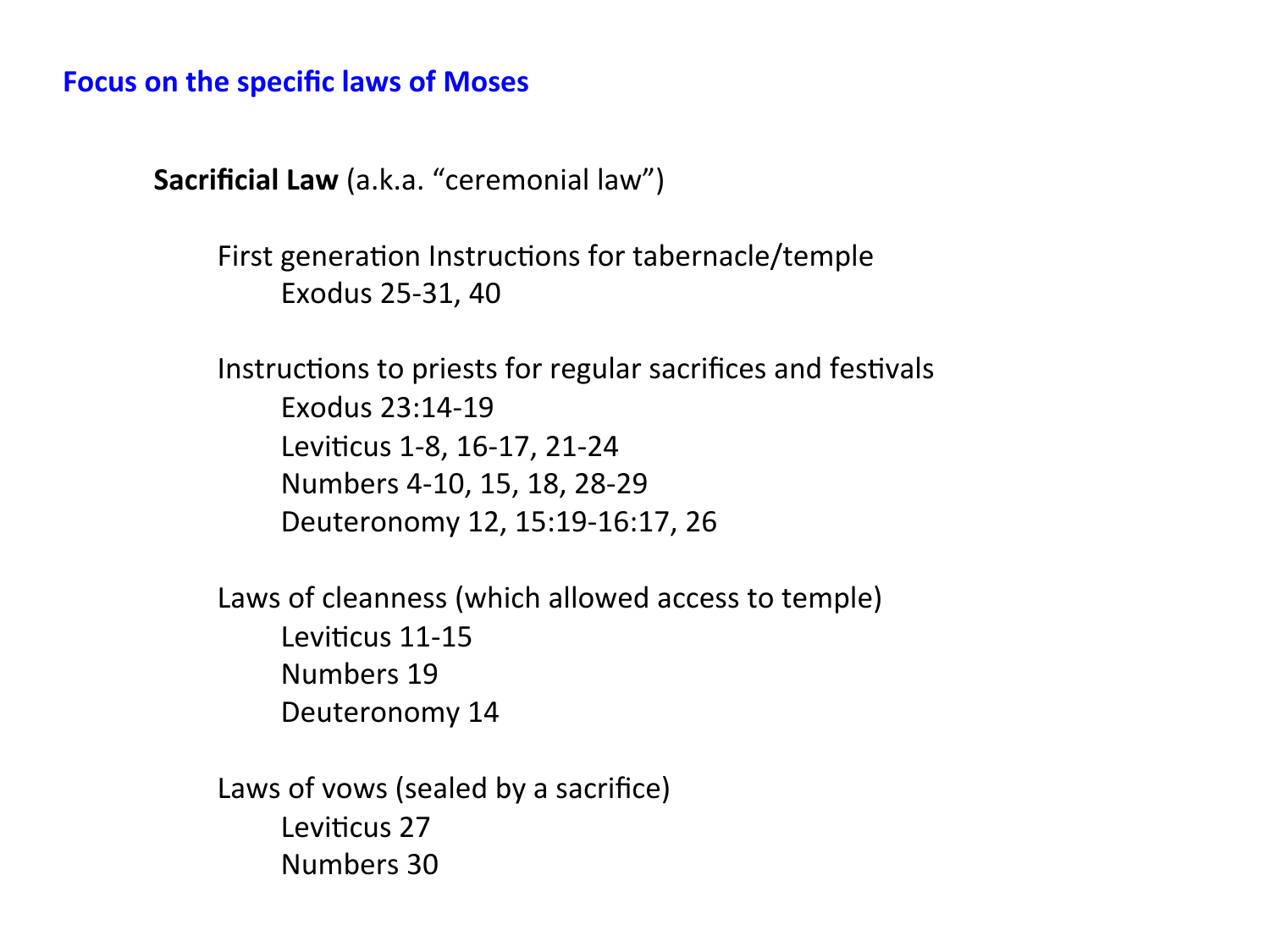## Focus on the specific laws of Moses

**Sacrificial Law** (a.k.a. "ceremonial law")

First generation Instructions for tabernacle/temple
- Exodus 25-31, 40

Instructions to priests for regular sacrifices and festivals
- Exodus 23:14-19
- Leviticus 1-8, 16-17, 21-24
- Numbers 4-10, 15, 18, 28-29
- Deuteronomy 12, 15:19-16:17, 26

Laws of cleanness (which allowed access to temple)
- Leviticus 11-15
- Numbers 19
- Deuteronomy 14

Laws of vows (sealed by a sacrifice)
- Leviticus 27
- Numbers 30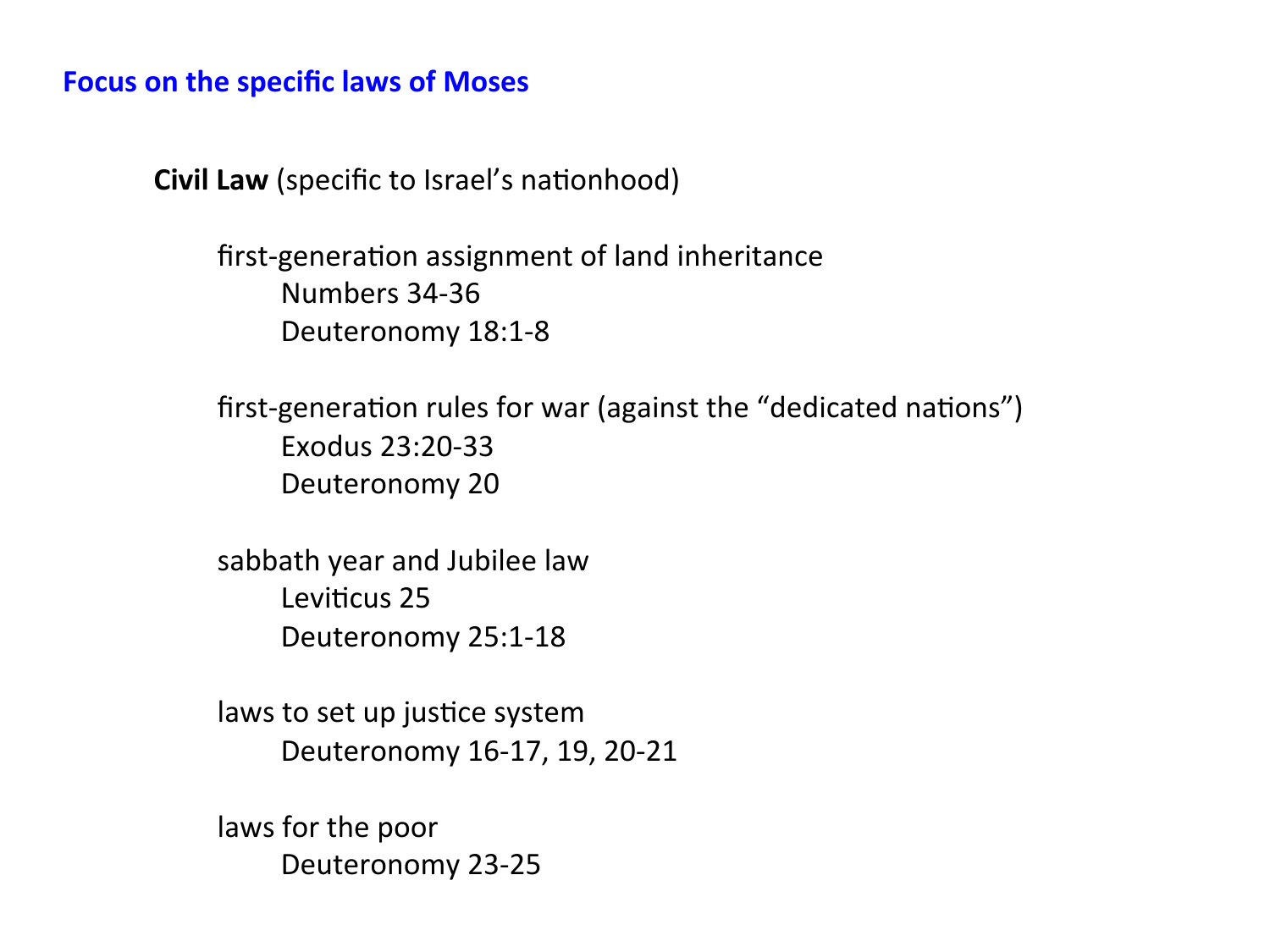## Focus on the specific laws of Moses

**Civil Law** (specific to Israel's nationhood)

- first-generation assignment of land inheritance
  - Numbers 34-36
  - Deuteronomy 18:1-8
- first-generation rules for war (against the "dedicated nations")
  - Exodus 23:20-33
  - Deuteronomy 20
- sabbath year and Jubilee law
  - Leviticus 25
  - Deuteronomy 25:1-18
- laws to set up justice system
  - Deuteronomy 16-17, 19, 20-21
- laws for the poor
  - Deuteronomy 23-25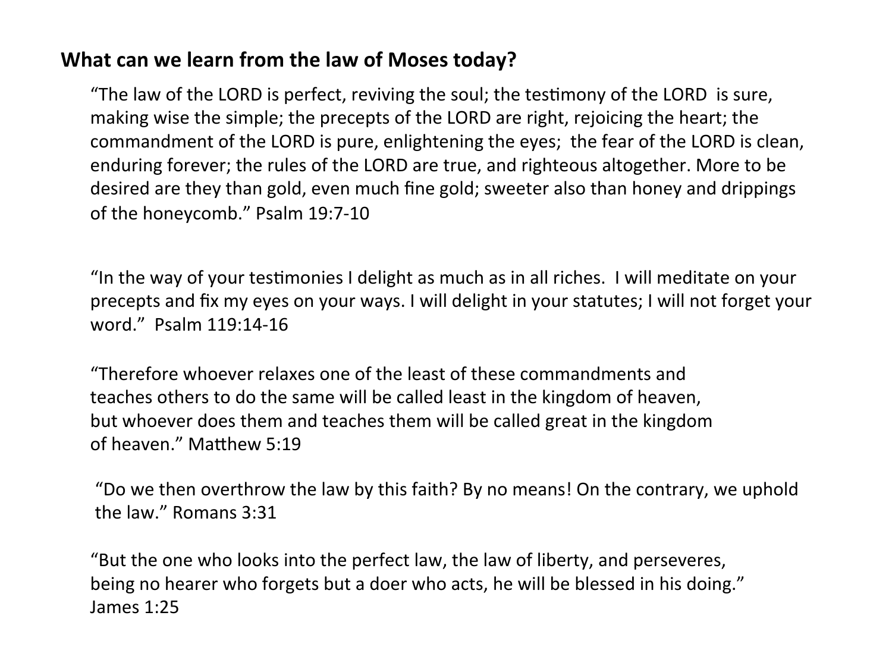**What can we learn from the law of Moses today?**

"The law of the LORD is perfect, reviving the soul; the testimony of the LORD is sure, making wise the simple; the precepts of the LORD are right, rejoicing the heart; the commandment of the LORD is pure, enlightening the eyes; the fear of the LORD is clean, enduring forever; the rules of the LORD are true, and righteous altogether. More to be desired are they than gold, even much fine gold; sweeter also than honey and drippings of the honeycomb." Psalm 19:7-10

"In the way of your testimonies I delight as much as in all riches. I will meditate on your precepts and fix my eyes on your ways. I will delight in your statutes; I will not forget your word." Psalm 119:14-16

"Therefore whoever relaxes one of the least of these commandments and teaches others to do the same will be called least in the kingdom of heaven, but whoever does them and teaches them will be called great in the kingdom of heaven." Matthew 5:19

"Do we then overthrow the law by this faith? By no means! On the contrary, we uphold the law." Romans 3:31

"But the one who looks into the perfect law, the law of liberty, and perseveres, being no hearer who forgets but a doer who acts, he will be blessed in his doing." James 1:25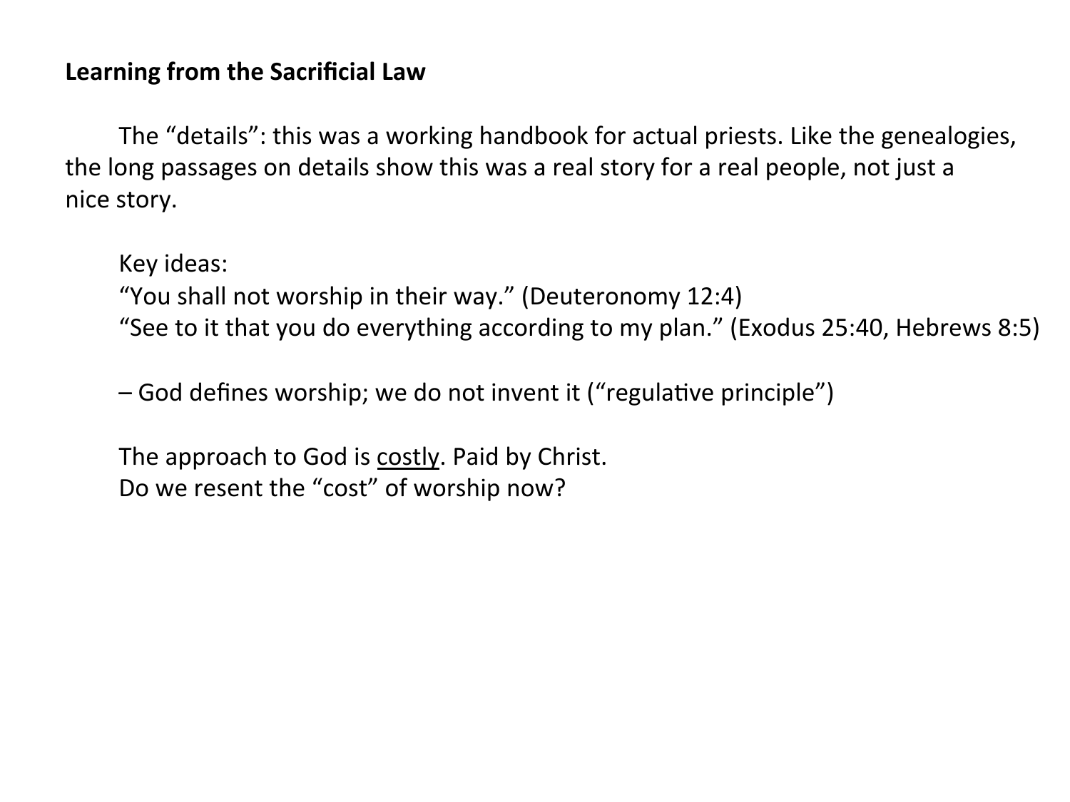**Learning from the Sacrificial Law**

The "details": this was a working handbook for actual priests. Like the genealogies, the long passages on details show this was a real story for a real people, not just a nice story.

Key ideas:
"You shall not worship in their way." (Deuteronomy 12:4)
"See to it that you do everything according to my plan." (Exodus 25:40, Hebrews 8:5)

– God defines worship; we do not invent it ("regulative principle")

The approach to God is <u>costly</u>. Paid by Christ.
Do we resent the "cost" of worship now?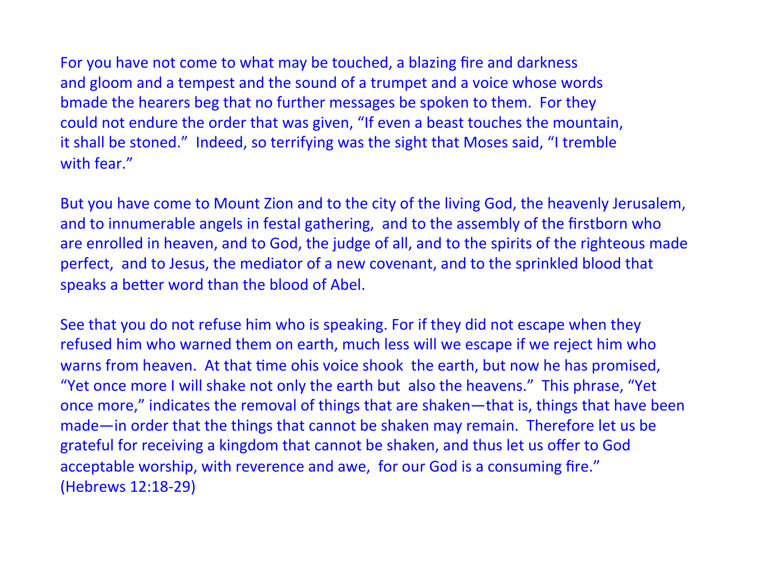For you have not come to what may be touched, a blazing fire and darkness and gloom and a tempest and the sound of a trumpet and a voice whose words bmade the hearers beg that no further messages be spoken to them. For they could not endure the order that was given, "If even a beast touches the mountain, it shall be stoned." Indeed, so terrifying was the sight that Moses said, "I tremble with fear."

But you have come to Mount Zion and to the city of the living God, the heavenly Jerusalem, and to innumerable angels in festal gathering, and to the assembly of the firstborn who are enrolled in heaven, and to God, the judge of all, and to the spirits of the righteous made perfect, and to Jesus, the mediator of a new covenant, and to the sprinkled blood that speaks a better word than the blood of Abel.

See that you do not refuse him who is speaking. For if they did not escape when they refused him who warned them on earth, much less will we escape if we reject him who warns from heaven. At that time ohis voice shook the earth, but now he has promised, "Yet once more I will shake not only the earth but also the heavens." This phrase, "Yet once more," indicates the removal of things that are shaken—that is, things that have been made—in order that the things that cannot be shaken may remain. Therefore let us be grateful for receiving a kingdom that cannot be shaken, and thus let us offer to God acceptable worship, with reverence and awe, for our God is a consuming fire."
(Hebrews 12:18-29)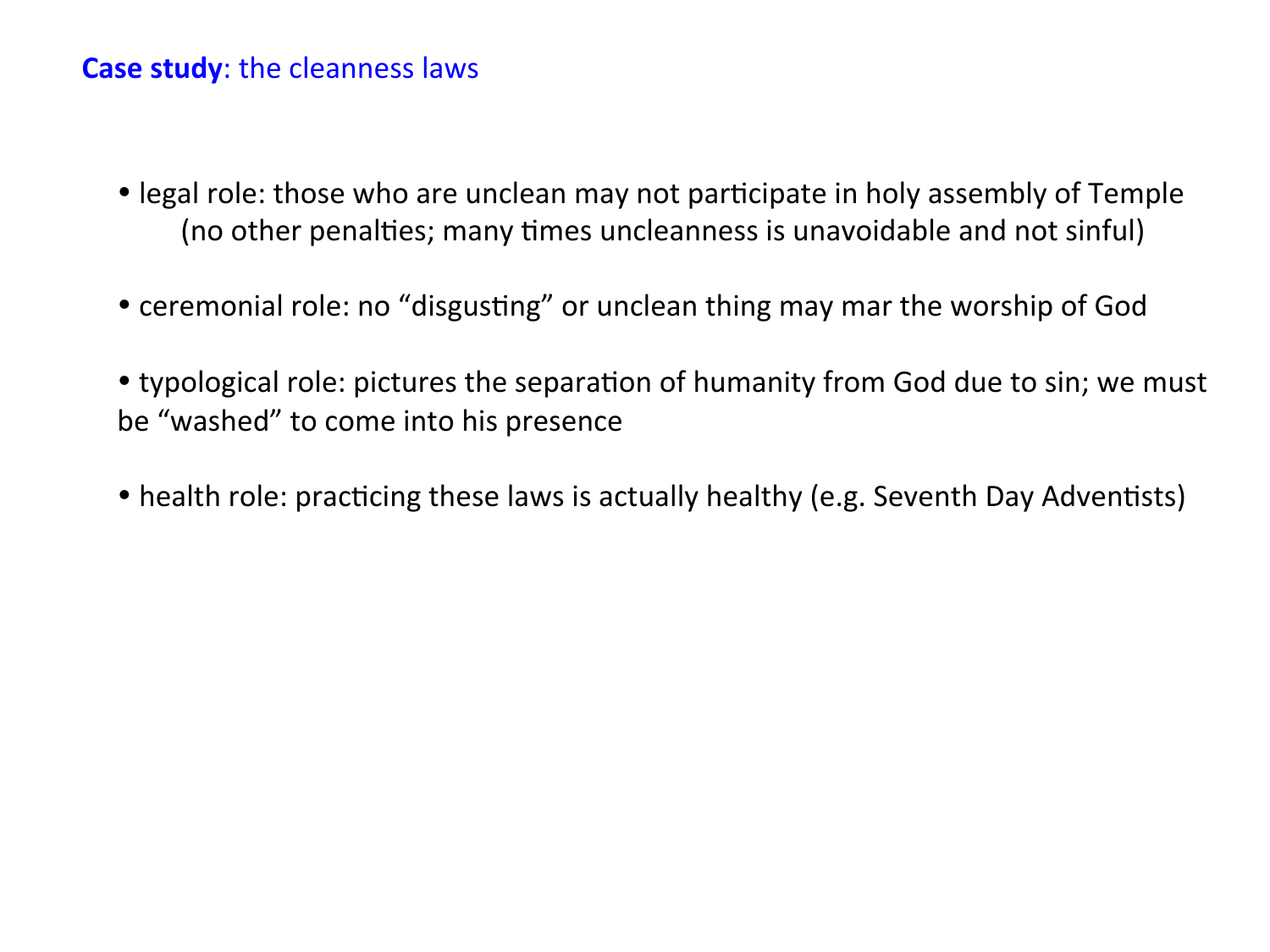**Case study**: the cleanness laws

- legal role: those who are unclean may not participate in holy assembly of Temple (no other penalties; many times uncleanness is unavoidable and not sinful)

- ceremonial role: no "disgusting" or unclean thing may mar the worship of God

- typological role: pictures the separation of humanity from God due to sin; we must be "washed" to come into his presence

- health role: practicing these laws is actually healthy (e.g. Seventh Day Adventists)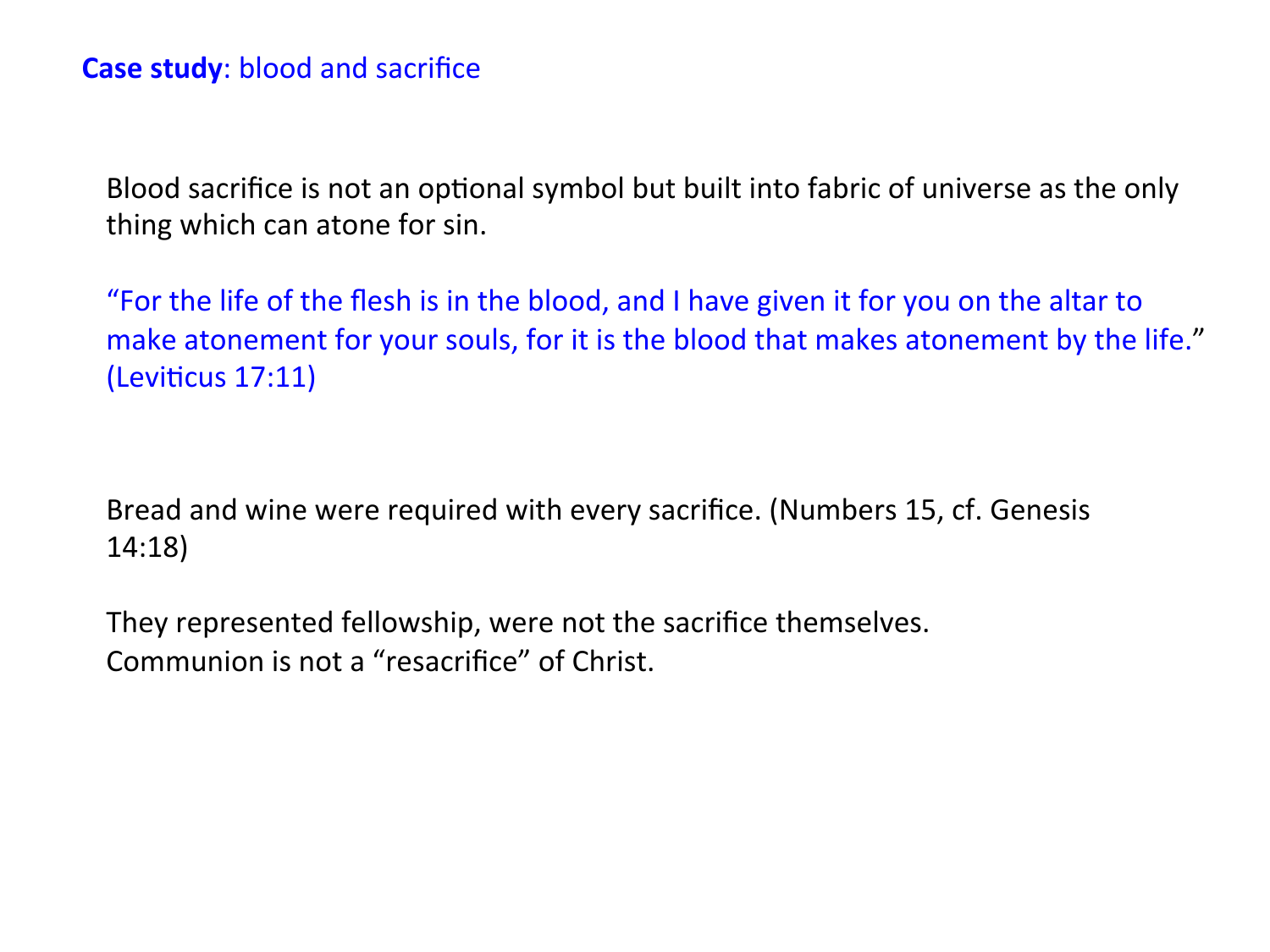**Case study**: blood and sacrifice

Blood sacrifice is not an optional symbol but built into fabric of universe as the only thing which can atone for sin.

"For the life of the flesh is in the blood, and I have given it for you on the altar to make atonement for your souls, for it is the blood that makes atonement by the life." (Leviticus 17:11)

Bread and wine were required with every sacrifice. (Numbers 15, cf. Genesis 14:18)

They represented fellowship, were not the sacrifice themselves.
Communion is not a "resacrifice" of Christ.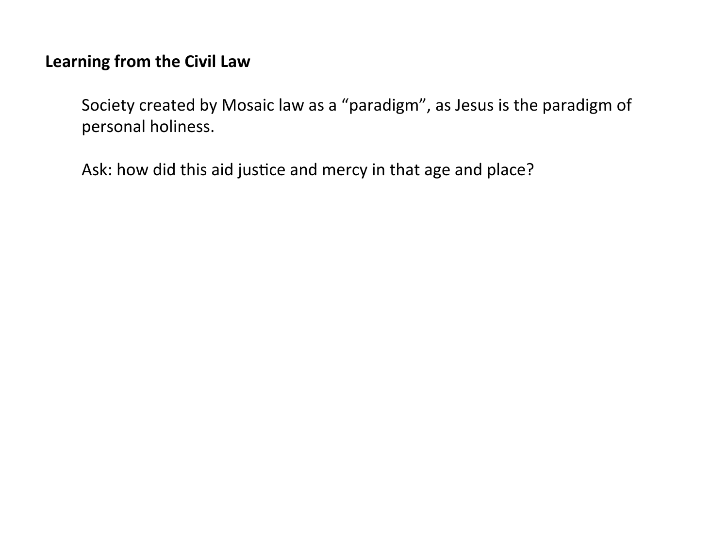**Learning from the Civil Law**

Society created by Mosaic law as a "paradigm", as Jesus is the paradigm of personal holiness.

Ask: how did this aid justice and mercy in that age and place?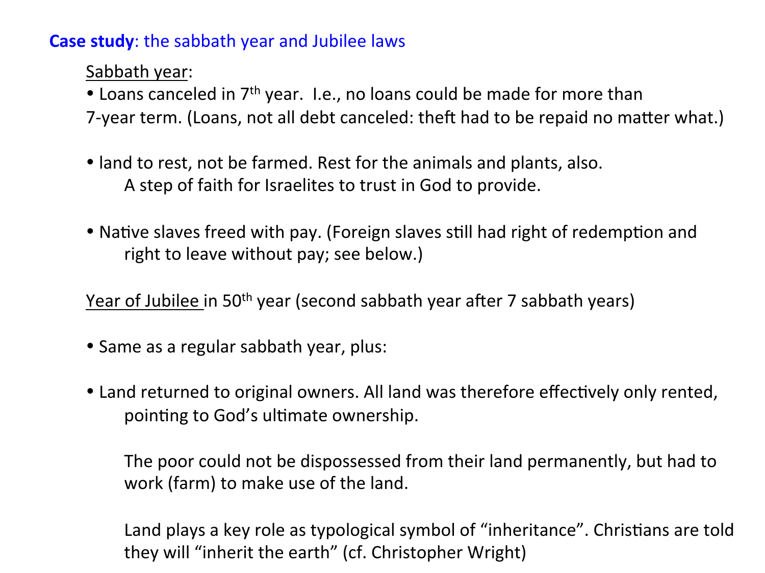**Case study**: the sabbath year and Jubilee laws

Sabbath year:

- Loans canceled in 7th year. I.e., no loans could be made for more than 7-year term. (Loans, not all debt canceled: theft had to be repaid no matter what.)

- land to rest, not be farmed. Rest for the animals and plants, also.
  A step of faith for Israelites to trust in God to provide.

- Native slaves freed with pay. (Foreign slaves still had right of redemption and right to leave without pay; see below.)

Year of Jubilee in 50th year (second sabbath year after 7 sabbath years)

- Same as a regular sabbath year, plus:

- Land returned to original owners. All land was therefore effectively only rented, pointing to God's ultimate ownership.

  The poor could not be dispossessed from their land permanently, but had to work (farm) to make use of the land.

  Land plays a key role as typological symbol of "inheritance". Christians are told they will "inherit the earth" (cf. Christopher Wright)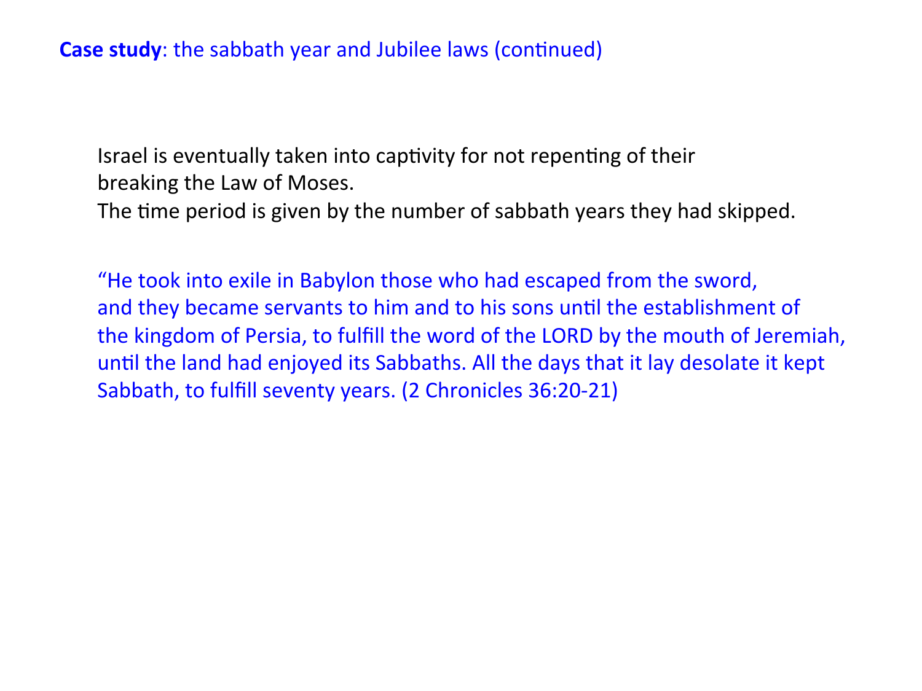**Case study**: the sabbath year and Jubilee laws (continued)

Israel is eventually taken into captivity for not repenting of their breaking the Law of Moses.
The time period is given by the number of sabbath years they had skipped.

"He took into exile in Babylon those who had escaped from the sword, and they became servants to him and to his sons until the establishment of the kingdom of Persia, to fulfill the word of the LORD by the mouth of Jeremiah, until the land had enjoyed its Sabbaths. All the days that it lay desolate it kept Sabbath, to fulfill seventy years. (2 Chronicles 36:20-21)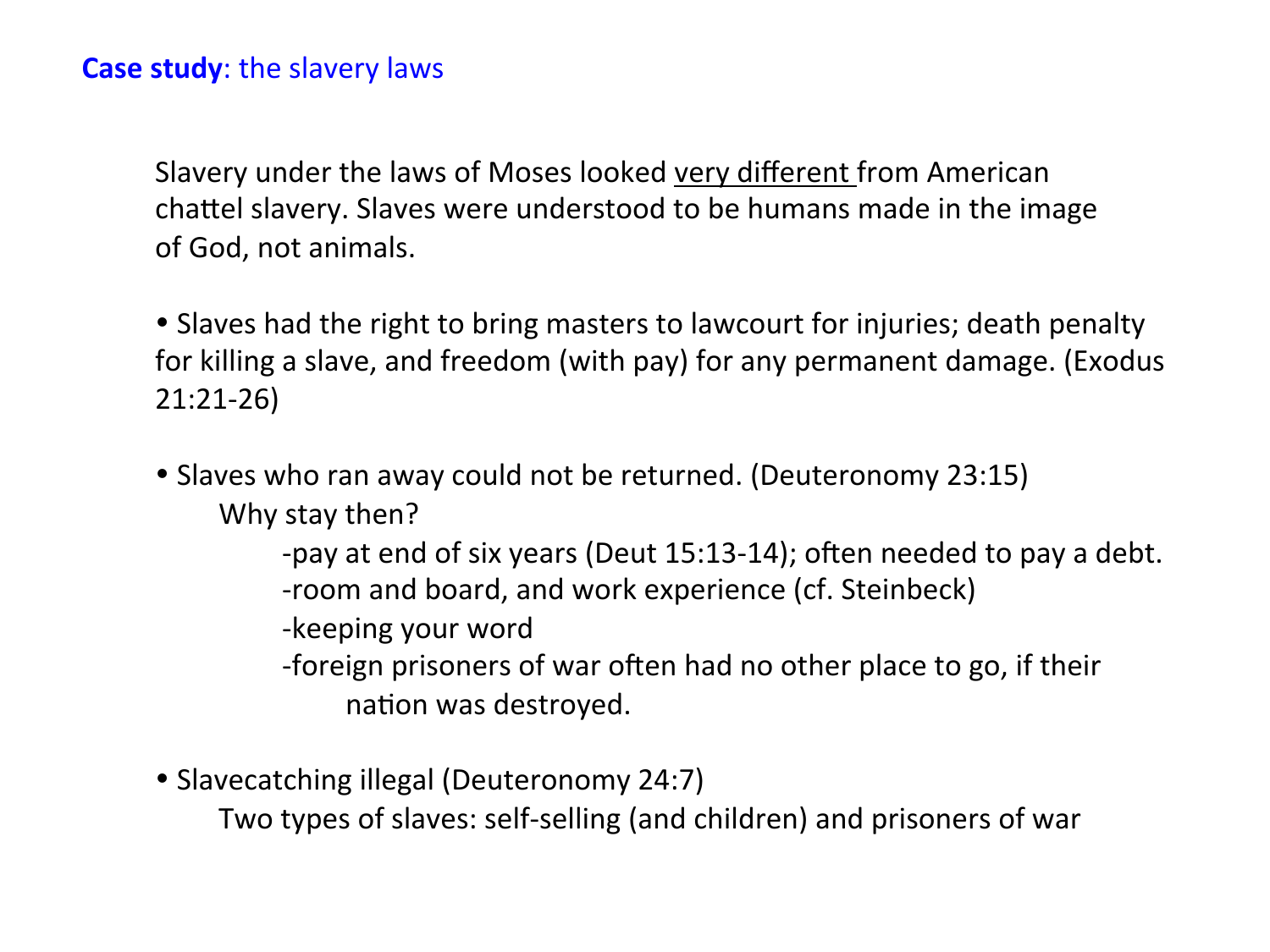**Case study**: the slavery laws

Slavery under the laws of Moses looked <u>very different</u> from American chattel slavery. Slaves were understood to be humans made in the image of God, not animals.

- Slaves had the right to bring masters to lawcourt for injuries; death penalty for killing a slave, and freedom (with pay) for any permanent damage. (Exodus 21:21-26)

- Slaves who ran away could not be returned. (Deuteronomy 23:15)

  Why stay then?

  - -pay at end of six years (Deut 15:13-14); often needed to pay a debt.
  - -room and board, and work experience (cf. Steinbeck)
  - -keeping your word
  - -foreign prisoners of war often had no other place to go, if their nation was destroyed.

- Slavecatching illegal (Deuteronomy 24:7)

  Two types of slaves: self-selling (and children) and prisoners of war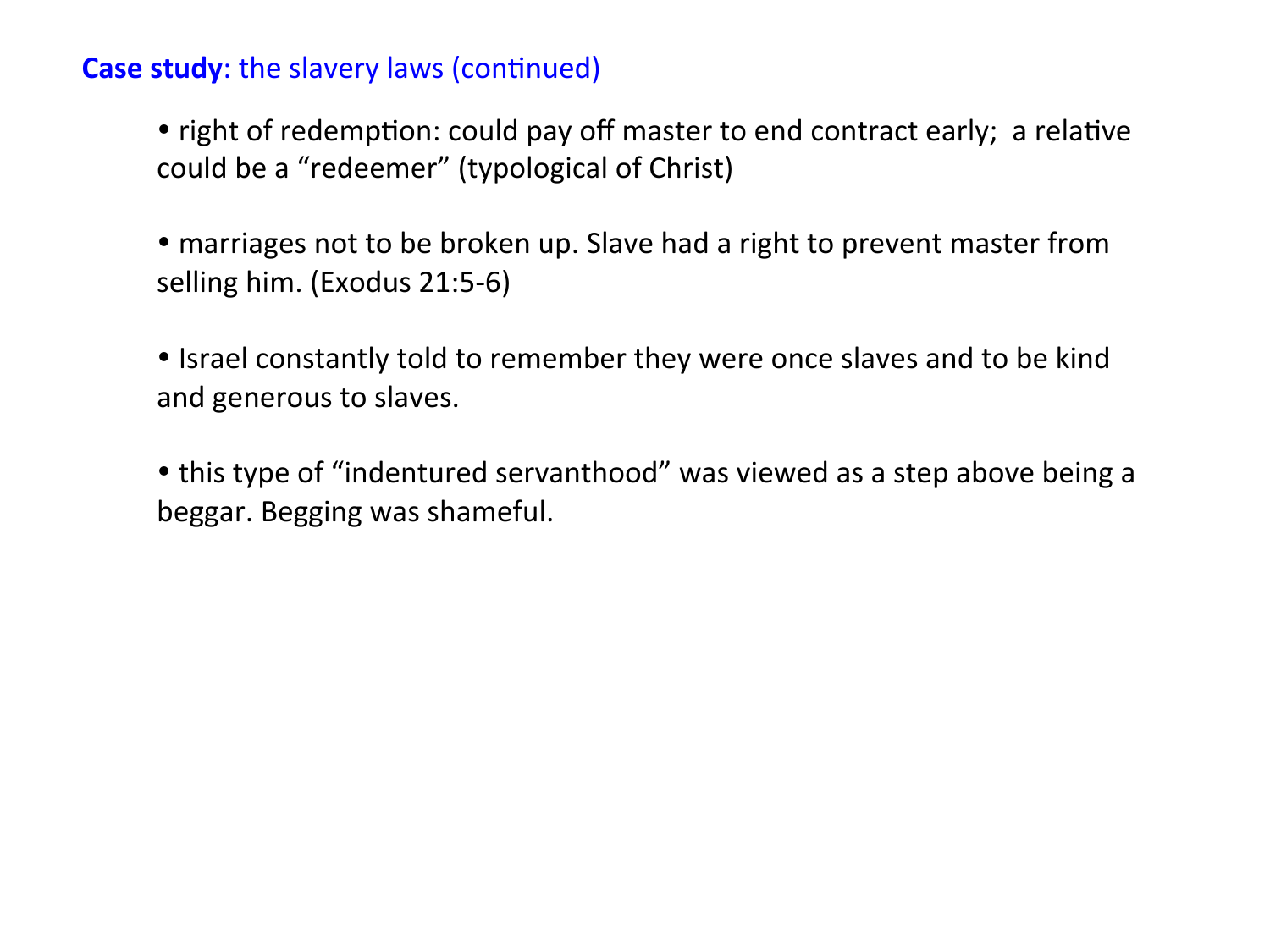**Case study**: the slavery laws (continued)

- right of redemption: could pay off master to end contract early; a relative could be a “redeemer” (typological of Christ)

- marriages not to be broken up. Slave had a right to prevent master from selling him. (Exodus 21:5-6)

- Israel constantly told to remember they were once slaves and to be kind and generous to slaves.

- this type of “indentured servanthood” was viewed as a step above being a beggar. Begging was shameful.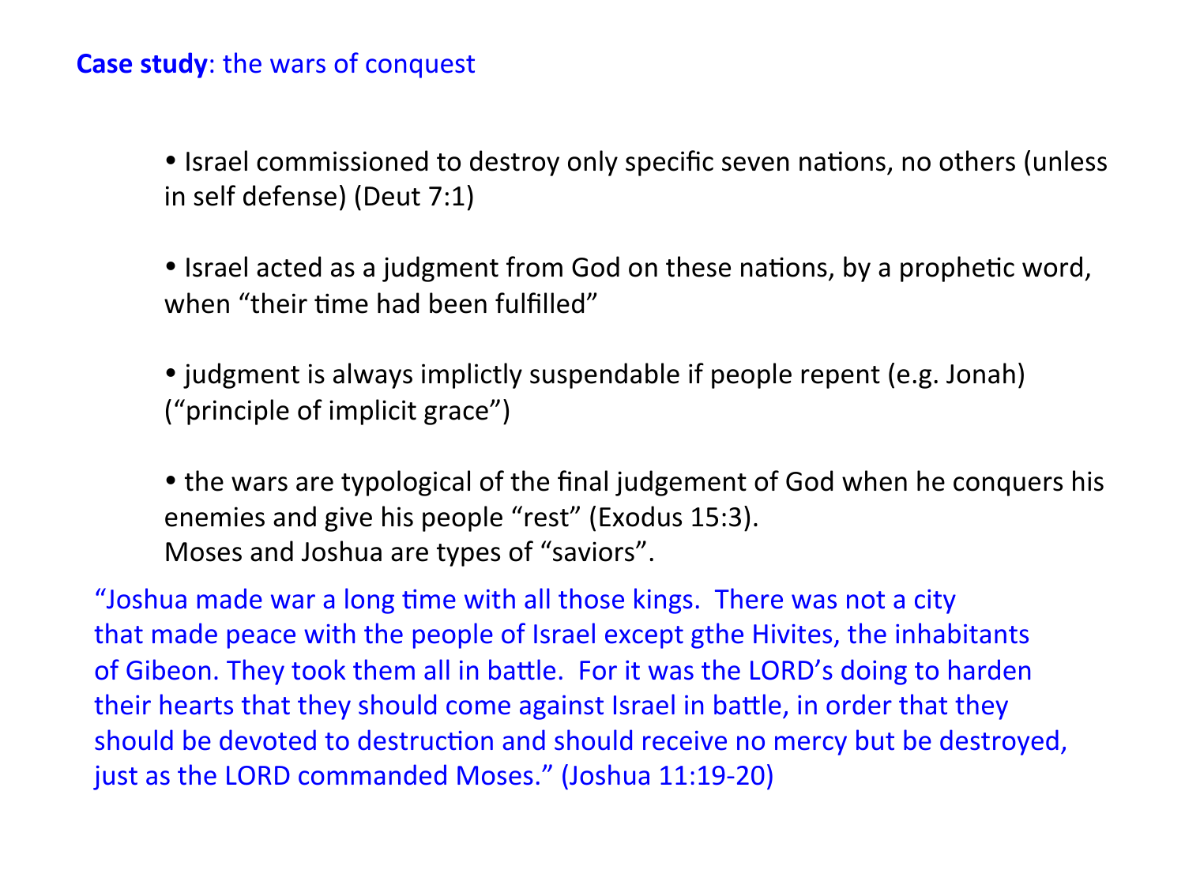**Case study**: the wars of conquest

- Israel commissioned to destroy only specific seven nations, no others (unless in self defense) (Deut 7:1)

- Israel acted as a judgment from God on these nations, by a prophetic word, when "their time had been fulfilled"

- judgment is always implictly suspendable if people repent (e.g. Jonah) ("principle of implicit grace")

- the wars are typological of the final judgement of God when he conquers his enemies and give his people "rest" (Exodus 15:3). Moses and Joshua are types of "saviors".

"Joshua made war a long time with all those kings. There was not a city that made peace with the people of Israel except gthe Hivites, the inhabitants of Gibeon. They took them all in battle. For it was the LORD's doing to harden their hearts that they should come against Israel in battle, in order that they should be devoted to destruction and should receive no mercy but be destroyed, just as the LORD commanded Moses." (Joshua 11:19-20)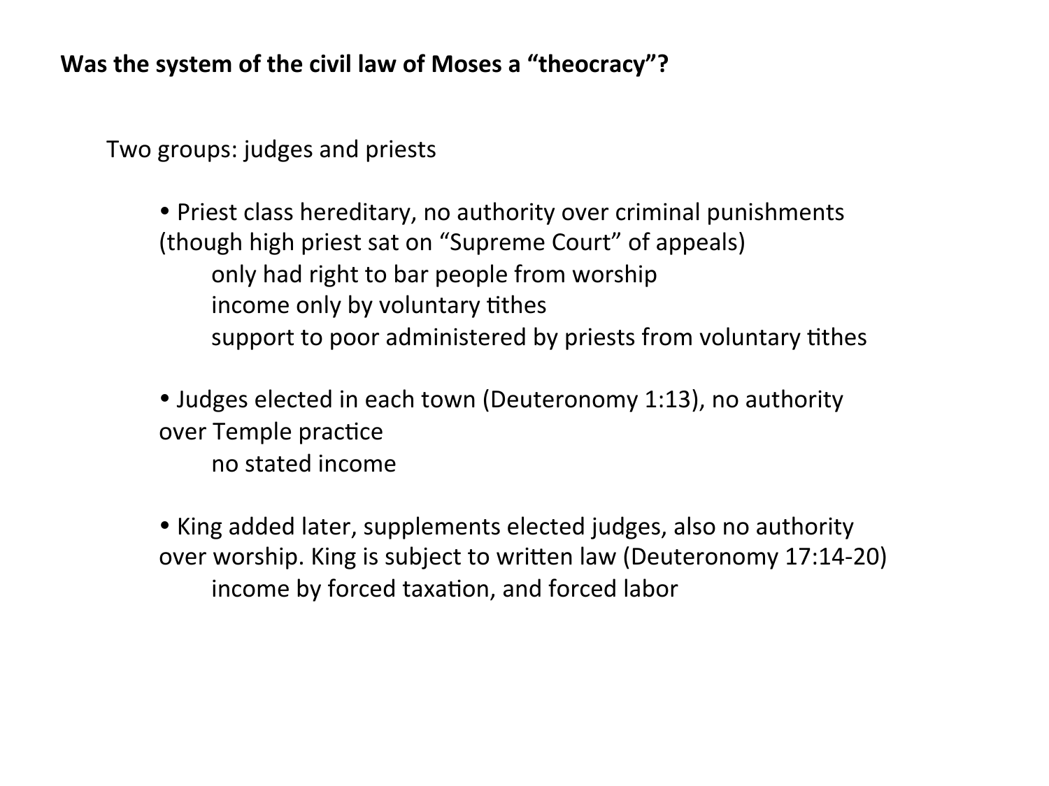**Was the system of the civil law of Moses a "theocracy"?**

Two groups: judges and priests

- Priest class hereditary, no authority over criminal punishments (though high priest sat on "Supreme Court" of appeals)
  - only had right to bar people from worship
  - income only by voluntary tithes
  - support to poor administered by priests from voluntary tithes

- Judges elected in each town (Deuteronomy 1:13), no authority over Temple practice
  - no stated income

- King added later, supplements elected judges, also no authority over worship. King is subject to written law (Deuteronomy 17:14-20)
  - income by forced taxation, and forced labor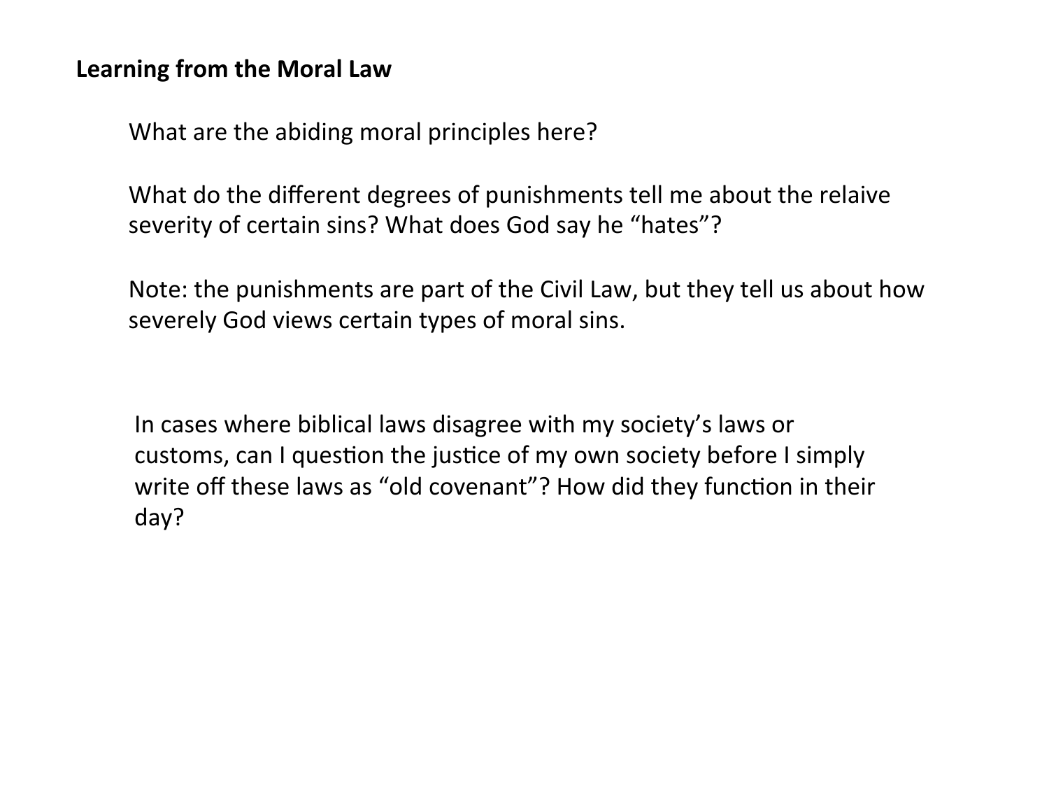**Learning from the Moral Law**

What are the abiding moral principles here?

What do the different degrees of punishments tell me about the relaive severity of certain sins? What does God say he "hates"?

Note: the punishments are part of the Civil Law, but they tell us about how severely God views certain types of moral sins.

In cases where biblical laws disagree with my society's laws or customs, can I question the justice of my own society before I simply write off these laws as "old covenant"? How did they function in their day?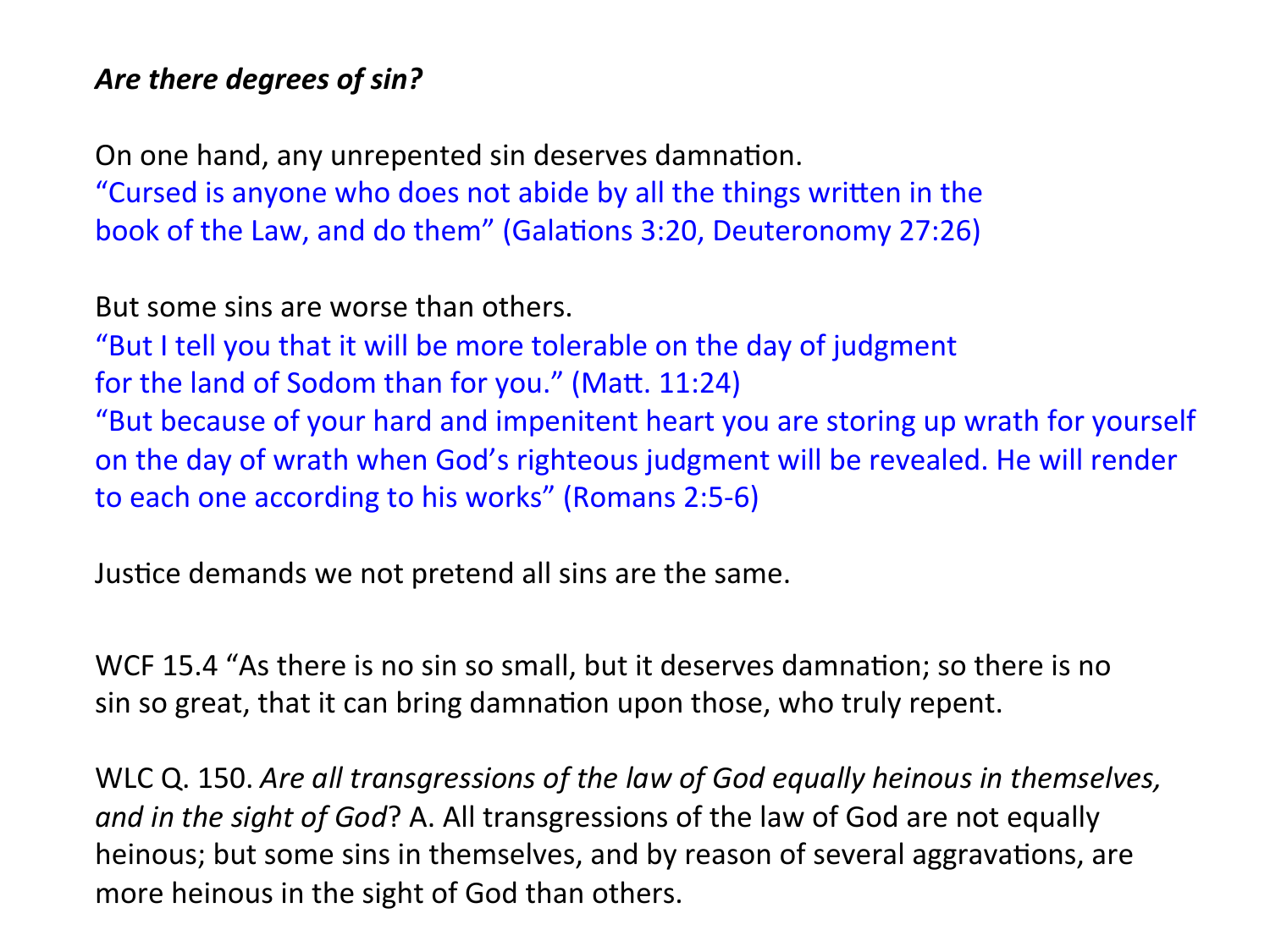***Are there degrees of sin?***

On one hand, any unrepented sin deserves damnation.
"Cursed is anyone who does not abide by all the things written in the book of the Law, and do them" (Galations 3:20, Deuteronomy 27:26)

But some sins are worse than others.
"But I tell you that it will be more tolerable on the day of judgment for the land of Sodom than for you." (Matt. 11:24)
"But because of your hard and impenitent heart you are storing up wrath for yourself on the day of wrath when God's righteous judgment will be revealed. He will render to each one according to his works" (Romans 2:5-6)

Justice demands we not pretend all sins are the same.

WCF 15.4 "As there is no sin so small, but it deserves damnation; so there is no sin so great, that it can bring damnation upon those, who truly repent.

WLC Q. 150. *Are all transgressions of the law of God equally heinous in themselves, and in the sight of God*? A. All transgressions of the law of God are not equally heinous; but some sins in themselves, and by reason of several aggravations, are more heinous in the sight of God than others.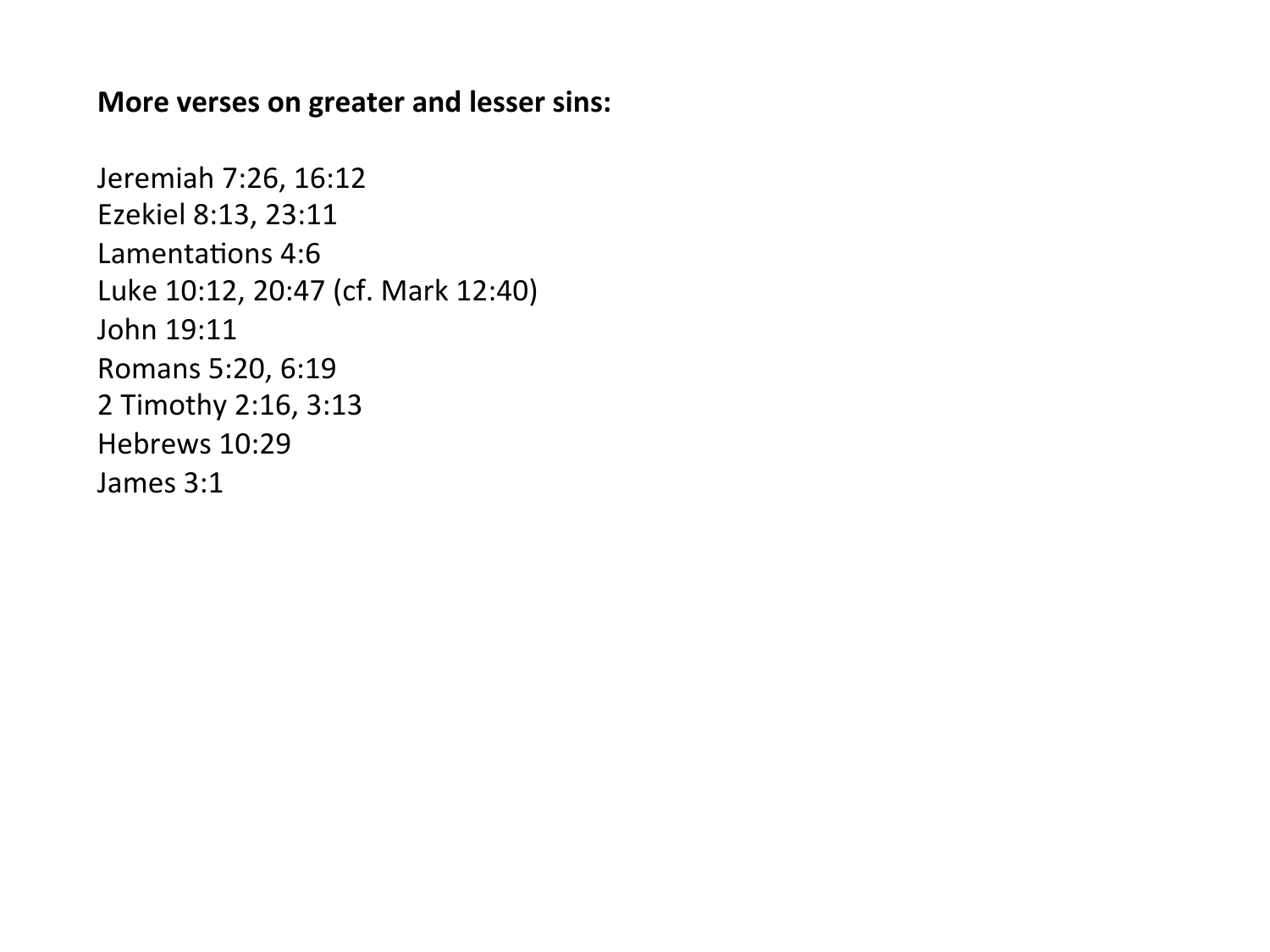**More verses on greater and lesser sins:**

Jeremiah 7:26, 16:12
Ezekiel 8:13, 23:11
Lamentations 4:6
Luke 10:12, 20:47 (cf. Mark 12:40)
John 19:11
Romans 5:20, 6:19
2 Timothy 2:16, 3:13
Hebrews 10:29
James 3:1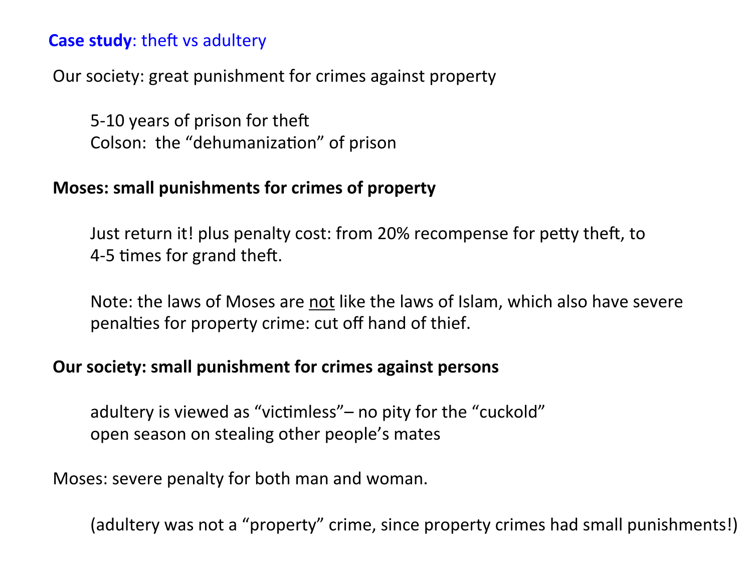**Case study**: theft vs adultery

Our society: great punishment for crimes against property

5-10 years of prison for theft
Colson: the "dehumanization" of prison

**Moses: small punishments for crimes of property**

Just return it! plus penalty cost: from 20% recompense for petty theft, to 4-5 times for grand theft.

Note: the laws of Moses are <u>not</u> like the laws of Islam, which also have severe penalties for property crime: cut off hand of thief.

**Our society: small punishment for crimes against persons**

adultery is viewed as "victimless"– no pity for the "cuckold"
open season on stealing other people's mates

Moses: severe penalty for both man and woman.

(adultery was not a "property" crime, since property crimes had small punishments!)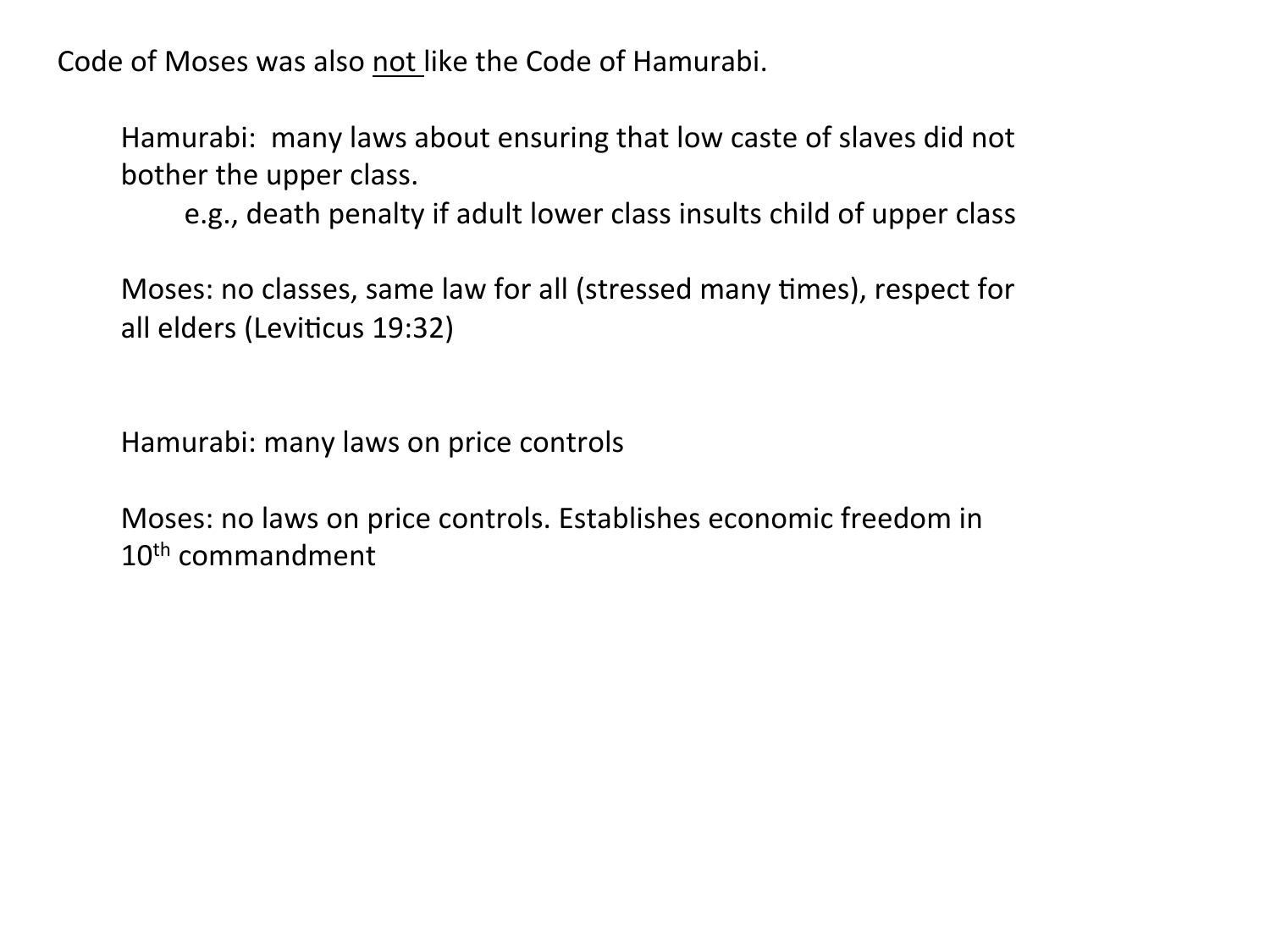Code of Moses was also <u>not</u> like the Code of Hamurabi.

Hamurabi: many laws about ensuring that low caste of slaves did not bother the upper class.

- e.g., death penalty if adult lower class insults child of upper class

Moses: no classes, same law for all (stressed many times), respect for all elders (Leviticus 19:32)

Hamurabi: many laws on price controls

Moses: no laws on price controls. Establishes economic freedom in 10th commandment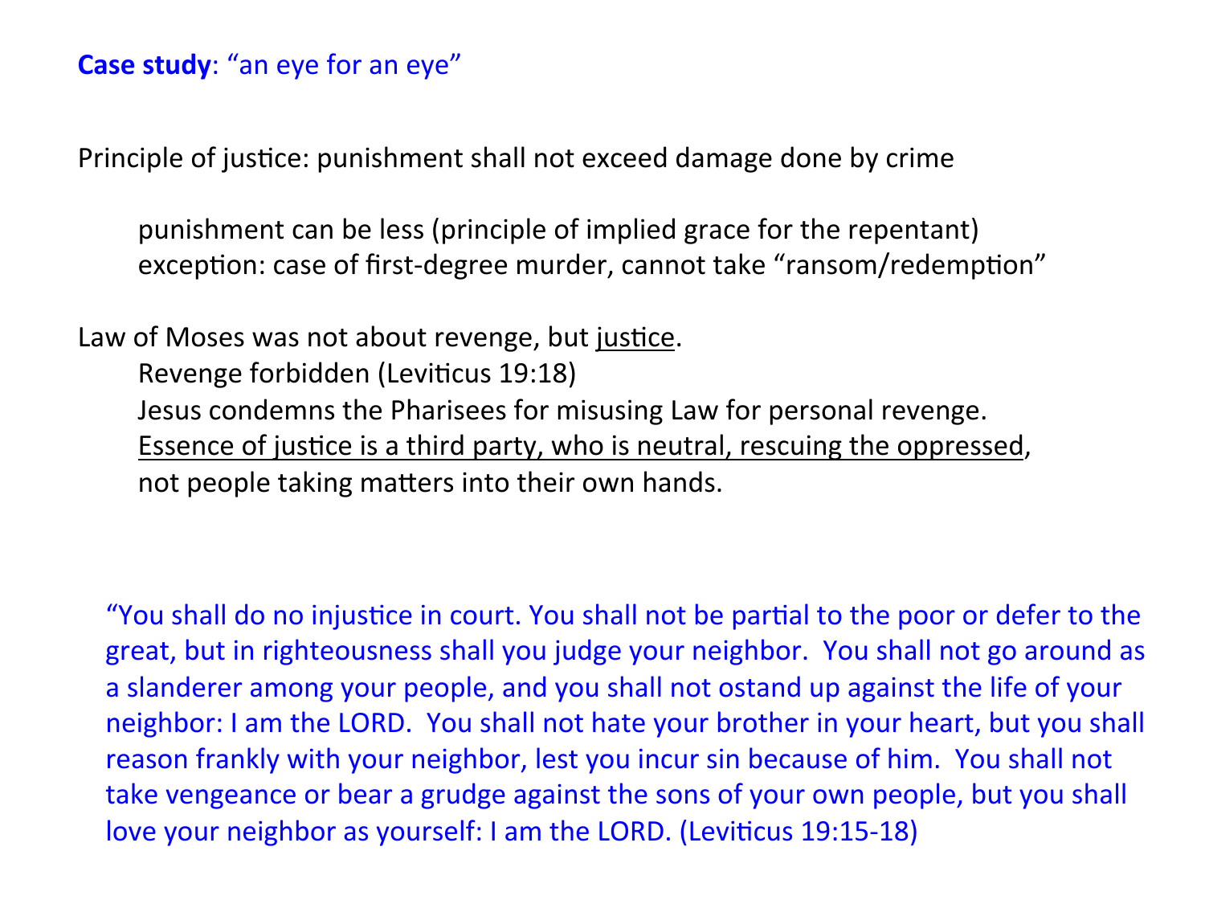**Case study**: "an eye for an eye"

Principle of justice: punishment shall not exceed damage done by crime

> punishment can be less (principle of implied grace for the repentant)
> exception: case of first-degree murder, cannot take "ransom/redemption"

Law of Moses was not about revenge, but <u>justice</u>.

> Revenge forbidden (Leviticus 19:18)
> Jesus condemns the Pharisees for misusing Law for personal revenge.
> <u>Essence of justice is a third party, who is neutral, rescuing the oppressed</u>, not people taking matters into their own hands.

"You shall do no injustice in court. You shall not be partial to the poor or defer to the great, but in righteousness shall you judge your neighbor. You shall not go around as a slanderer among your people, and you shall not ostand up against the life of your neighbor: I am the LORD. You shall not hate your brother in your heart, but you shall reason frankly with your neighbor, lest you incur sin because of him. You shall not take vengeance or bear a grudge against the sons of your own people, but you shall love your neighbor as yourself: I am the LORD. (Leviticus 19:15-18)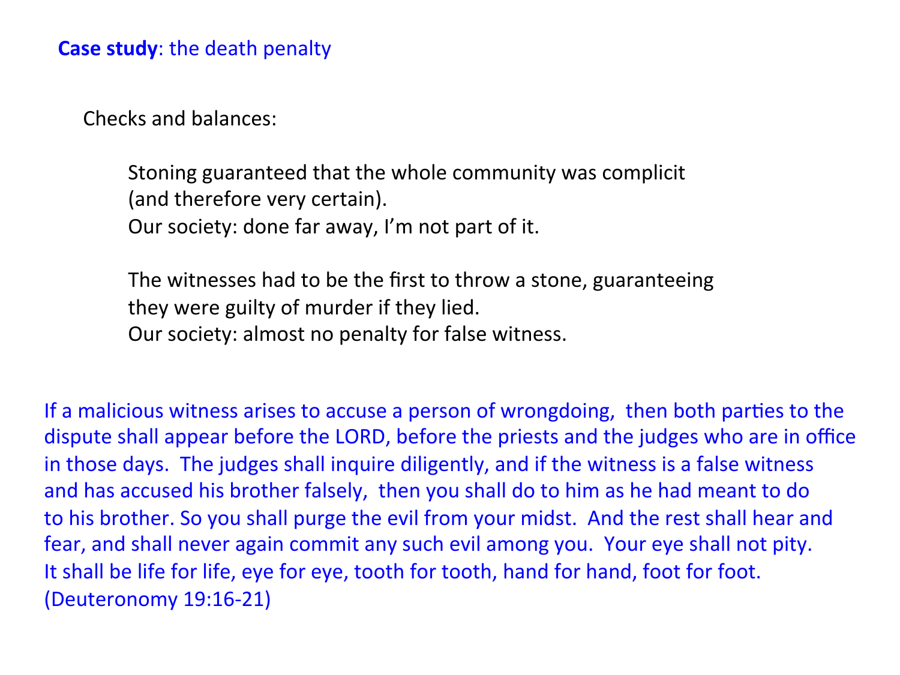**Case study**: the death penalty

Checks and balances:

Stoning guaranteed that the whole community was complicit (and therefore very certain).
Our society: done far away, I'm not part of it.

The witnesses had to be the first to throw a stone, guaranteeing they were guilty of murder if they lied.
Our society: almost no penalty for false witness.

If a malicious witness arises to accuse a person of wrongdoing, then both parties to the dispute shall appear before the LORD, before the priests and the judges who are in office in those days. The judges shall inquire diligently, and if the witness is a false witness and has accused his brother falsely, then you shall do to him as he had meant to do to his brother. So you shall purge the evil from your midst. And the rest shall hear and fear, and shall never again commit any such evil among you. Your eye shall not pity. It shall be life for life, eye for eye, tooth for tooth, hand for hand, foot for foot. (Deuteronomy 19:16-21)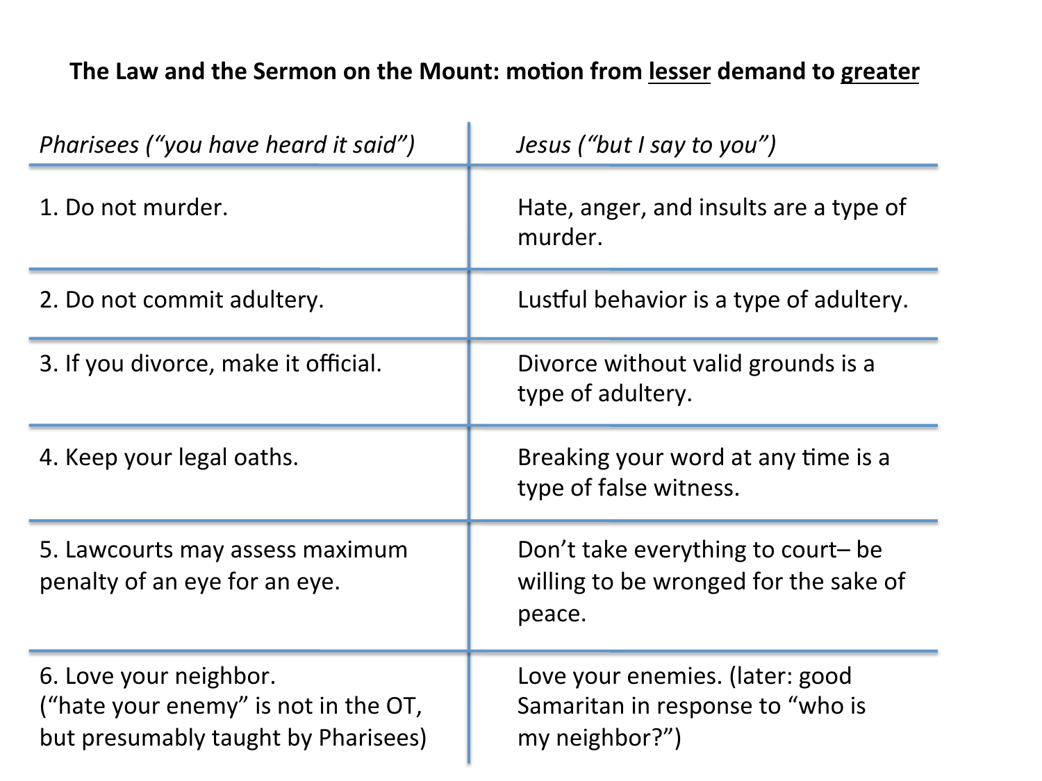**The Law and the Sermon on the Mount: motion from <u>lesser</u> demand to <u>greater</u>**

| *Pharisees ("you have heard it said")* | *Jesus ("but I say to you")* |
|---|---|
| 1. Do not murder. | Hate, anger, and insults are a type of murder. |
| 2. Do not commit adultery. | Lustful behavior is a type of adultery. |
| 3. If you divorce, make it official. | Divorce without valid grounds is a type of adultery. |
| 4. Keep your legal oaths. | Breaking your word at any time is a type of false witness. |
| 5. Lawcourts may assess maximum penalty of an eye for an eye. | Don't take everything to court– be willing to be wronged for the sake of peace. |
| 6. Love your neighbor. ("hate your enemy" is not in the OT, but presumably taught by Pharisees) | Love your enemies. (later: good Samaritan in response to "who is my neighbor?") |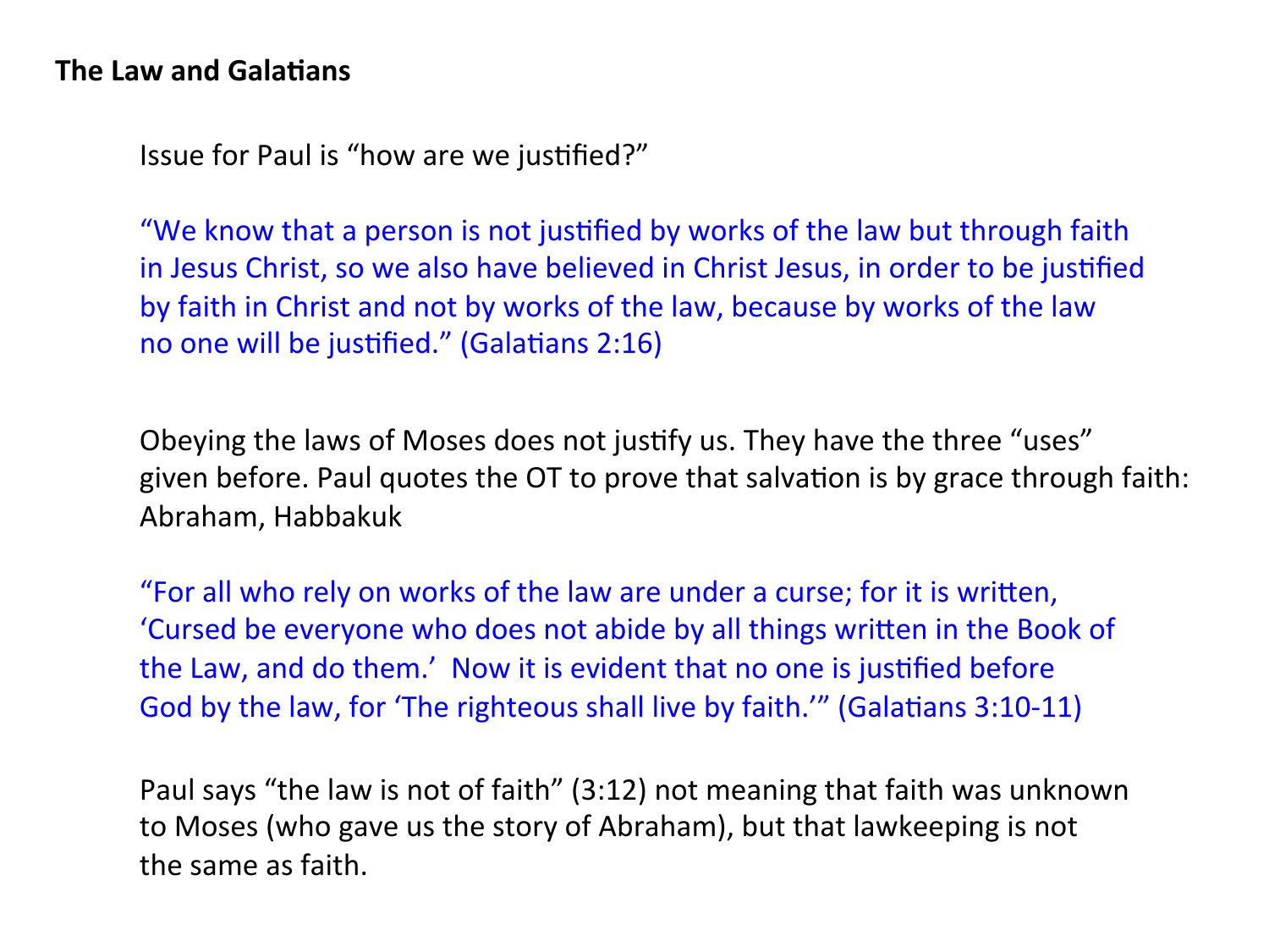**The Law and Galatians**

Issue for Paul is "how are we justified?"

"We know that a person is not justified by works of the law but through faith in Jesus Christ, so we also have believed in Christ Jesus, in order to be justified by faith in Christ and not by works of the law, because by works of the law no one will be justified." (Galatians 2:16)

Obeying the laws of Moses does not justify us. They have the three "uses" given before. Paul quotes the OT to prove that salvation is by grace through faith: Abraham, Habbakuk

"For all who rely on works of the law are under a curse; for it is written, 'Cursed be everyone who does not abide by all things written in the Book of the Law, and do them.' Now it is evident that no one is justified before God by the law, for 'The righteous shall live by faith.'" (Galatians 3:10-11)

Paul says "the law is not of faith" (3:12) not meaning that faith was unknown to Moses (who gave us the story of Abraham), but that lawkeeping is not the same as faith.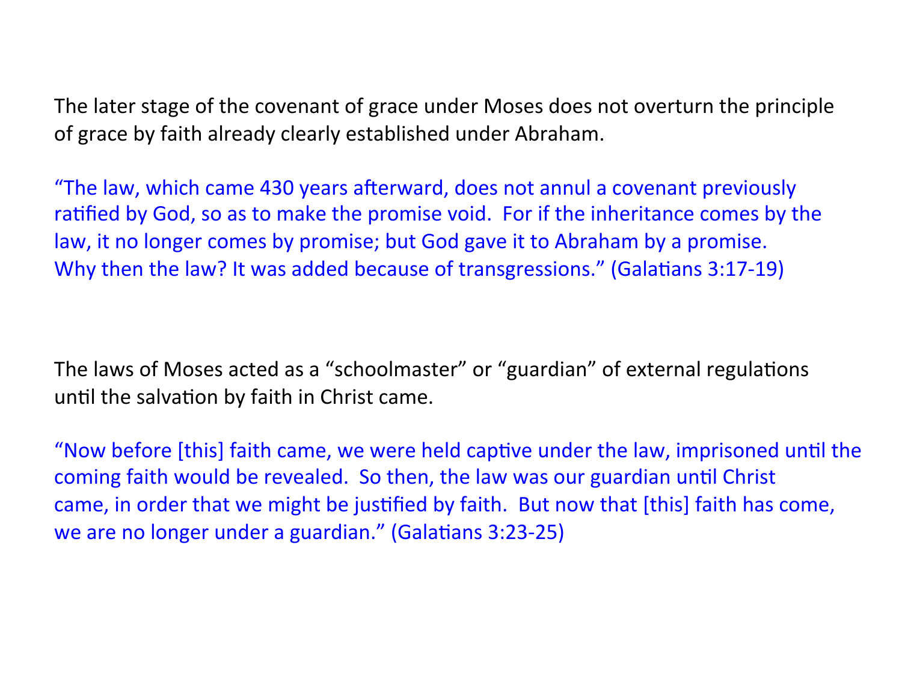The later stage of the covenant of grace under Moses does not overturn the principle of grace by faith already clearly established under Abraham.

"The law, which came 430 years afterward, does not annul a covenant previously ratified by God, so as to make the promise void. For if the inheritance comes by the law, it no longer comes by promise; but God gave it to Abraham by a promise. Why then the law? It was added because of transgressions." (Galatians 3:17-19)

The laws of Moses acted as a "schoolmaster" or "guardian" of external regulations until the salvation by faith in Christ came.

"Now before [this] faith came, we were held captive under the law, imprisoned until the coming faith would be revealed. So then, the law was our guardian until Christ came, in order that we might be justified by faith. But now that [this] faith has come, we are no longer under a guardian." (Galatians 3:23-25)